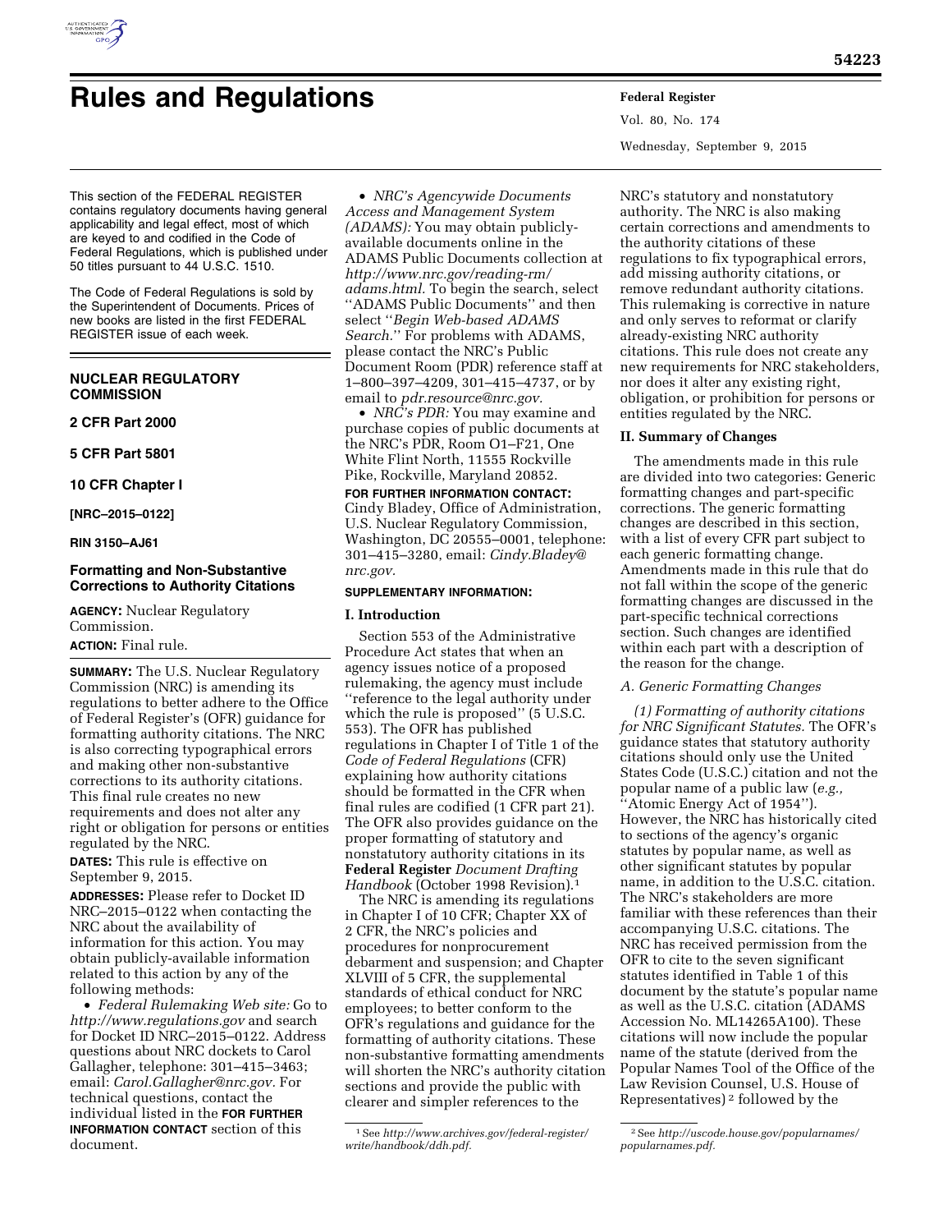# Rules and Regulations

This section of the FEDERAL REGISTER contains regulatory documents having general applicability and legal effect, most of which are keyed to and codified in the Code of Federal Regulations, which is published under 50 titles pursuant to 44 U.S.C. 1510.

The Code of Federal Regulations is sold by the Superintendent of Documents. Prices of new books are listed in the first FEDERAL REGISTER issue of each week.

## NUCLEAR REGULATORY COMMISSION

**2 CFR Part 2000**

**5 CFR Part 5801**

**10 CFR Chapter I**

**[NRC–2015–0122]**

**RIN 3150–AJ61**

## Formatting and Non-Substantive Corrections to Authority Citations

**AGENCY:** Nuclear Regulatory Commission.

**ACTION:** Final rule.

**SUMMARY:** The U.S. Nuclear Regulatory Commission (NRC) is amending its regulations to better adhere to the Office of Federal Register's (OFR) guidance for formatting authority citations. The NRC is also correcting typographical errors and making other non-substantive corrections to its authority citations. This final rule creates no new requirements and does not alter any right or obligation for persons or entities regulated by the NRC.

**DATES:** This rule is effective on September 9, 2015.

**ADDRESSES:** Please refer to Docket ID NRC–2015–0122 when contacting the NRC about the availability of information for this action. You may obtain publicly-available information related to this action by any of the following methods:

- *Federal Rulemaking Web site:* Go to *http://www.regulations.gov* and search for Docket ID NRC–2015–0122. Address questions about NRC dockets to Carol Gallagher, telephone: 301–415–3463; email: *Carol.Gallagher@nrc.gov.* For technical questions, contact the individual listed in the **FOR FURTHER INFORMATION CONTACT** section of this document.
- *NRC's Agencywide Documents Access and Management System (ADAMS):* You may obtain publicly-available documents online in the ADAMS Public Documents collection at *http://www.nrc.gov/reading-rm/adams.html.* To begin the search, select ''ADAMS Public Documents'' and then select ''*Begin Web-based ADAMS Search.*'' For problems with ADAMS, please contact the NRC's Public Document Room (PDR) reference staff at 1–800–397–4209, 301–415–4737, or by email to *pdr.resource@nrc.gov.*
- *NRC's PDR:* You may examine and purchase copies of public documents at the NRC's PDR, Room O1–F21, One White Flint North, 11555 Rockville Pike, Rockville, Maryland 20852.

**FOR FURTHER INFORMATION CONTACT:** Cindy Bladey, Office of Administration, U.S. Nuclear Regulatory Commission, Washington, DC 20555–0001, telephone: 301–415–3280, email: *Cindy.Bladey@nrc.gov.*

**SUPPLEMENTARY INFORMATION:**

### I. Introduction

Section 553 of the Administrative Procedure Act states that when an agency issues notice of a proposed rulemaking, the agency must include ''reference to the legal authority under which the rule is proposed'' (5 U.S.C. 553). The OFR has published regulations in Chapter I of Title 1 of the *Code of Federal Regulations* (CFR) explaining how authority citations should be formatted in the CFR when final rules are codified (1 CFR part 21). The OFR also provides guidance on the proper formatting of statutory and nonstatutory authority citations in its **Federal Register** *Document Drafting Handbook* (October 1998 Revision).[1]

The NRC is amending its regulations in Chapter I of 10 CFR; Chapter XX of 2 CFR, the NRC's policies and procedures for nonprocurement debarment and suspension; and Chapter XLVIII of 5 CFR, the supplemental standards of ethical conduct for NRC employees; to better conform to the OFR's regulations and guidance for the formatting of authority citations. These non-substantive formatting amendments will shorten the NRC's authority citation sections and provide the public with clearer and simpler references to the NRC's statutory and nonstatutory authority. The NRC is also making certain corrections and amendments to the authority citations of these regulations to fix typographical errors, add missing authority citations, or remove redundant authority citations. This rulemaking is corrective in nature and only serves to reformat or clarify already-existing NRC authority citations. This rule does not create any new requirements for NRC stakeholders, nor does it alter any existing right, obligation, or prohibition for persons or entities regulated by the NRC.

### II. Summary of Changes

The amendments made in this rule are divided into two categories: Generic formatting changes and part-specific corrections. The generic formatting changes are described in this section, with a list of every CFR part subject to each generic formatting change. Amendments made in this rule that do not fall within the scope of the generic formatting changes are discussed in the part-specific technical corrections section. Such changes are identified within each part with a description of the reason for the change.

#### *A. Generic Formatting Changes*

*(1) Formatting of authority citations for NRC Significant Statutes.* The OFR's guidance states that statutory authority citations should only use the United States Code (U.S.C.) citation and not the popular name of a public law (*e.g.,* ''Atomic Energy Act of 1954''). However, the NRC has historically cited to sections of the agency's organic statutes by popular name, as well as other significant statutes by popular name, in addition to the U.S.C. citation. The NRC's stakeholders are more familiar with these references than their accompanying U.S.C. citations. The NRC has received permission from the OFR to cite to the seven significant statutes identified in Table 1 of this document by the statute's popular name as well as the U.S.C. citation (ADAMS Accession No. ML14265A100). These citations will now include the popular name of the statute (derived from the Popular Names Tool of the Office of the Law Revision Counsel, U.S. House of Representatives)[2] followed by the

---

[1] See *http://www.archives.gov/federal-register/write/handbook/ddh.pdf.*

[2] See *http://uscode.house.gov/popularnames/popularnames.pdf.*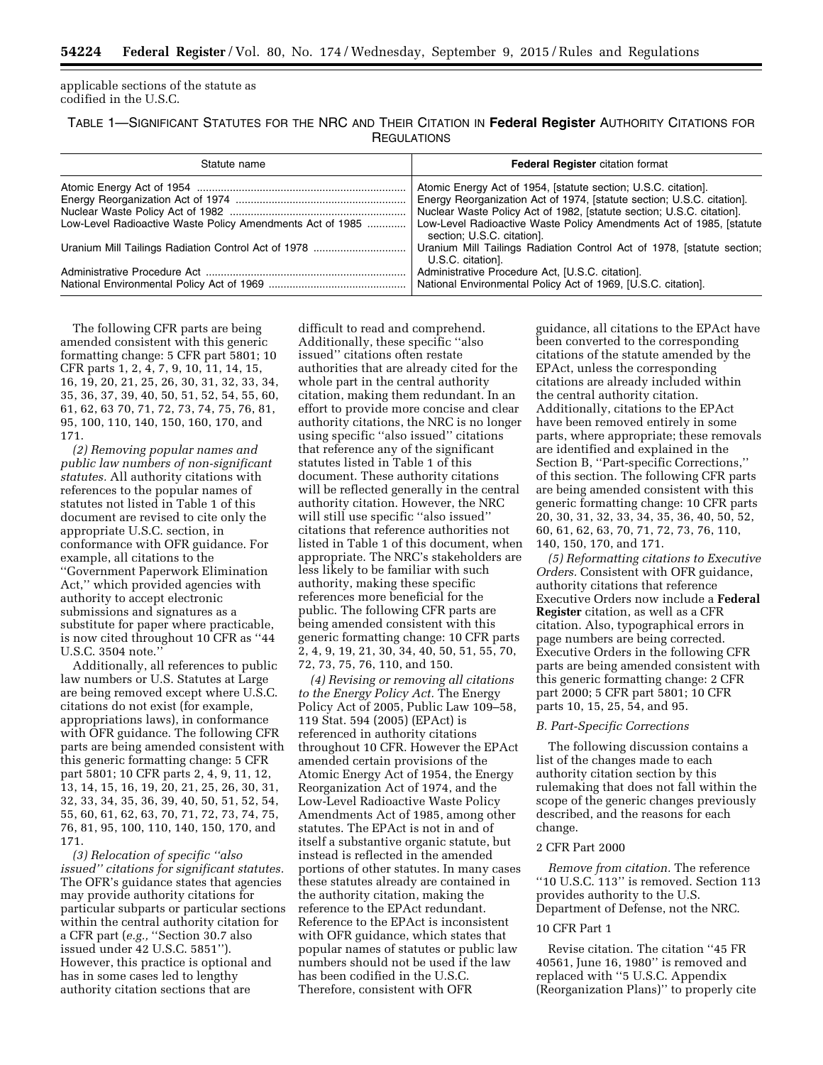applicable sections of the statute as codified in the U.S.C.

TABLE 1—SIGNIFICANT STATUTES FOR THE NRC AND THEIR CITATION IN **Federal Register** AUTHORITY CITATIONS FOR REGULATIONS

| Statute name | **Federal Register** citation format |
| --- | --- |
| Atomic Energy Act of 1954 | Atomic Energy Act of 1954, [statute section; U.S.C. citation]. |
| Energy Reorganization Act of 1974 | Energy Reorganization Act of 1974, [statute section; U.S.C. citation]. |
| Nuclear Waste Policy Act of 1982 | Nuclear Waste Policy Act of 1982, [statute section; U.S.C. citation]. |
| Low-Level Radioactive Waste Policy Amendments Act of 1985 | Low-Level Radioactive Waste Policy Amendments Act of 1985, [statute section; U.S.C. citation]. |
| Uranium Mill Tailings Radiation Control Act of 1978 | Uranium Mill Tailings Radiation Control Act of 1978, [statute section; U.S.C. citation]. |
| Administrative Procedure Act | Administrative Procedure Act, [U.S.C. citation]. |
| National Environmental Policy Act of 1969 | National Environmental Policy Act of 1969, [U.S.C. citation]. |

The following CFR parts are being amended consistent with this generic formatting change: 5 CFR part 5801; 10 CFR parts 1, 2, 4, 7, 9, 10, 11, 14, 15, 16, 19, 20, 21, 25, 26, 30, 31, 32, 33, 34, 35, 36, 37, 39, 40, 50, 51, 52, 54, 55, 60, 61, 62, 63 70, 71, 72, 73, 74, 75, 76, 81, 95, 100, 110, 140, 150, 160, 170, and 171.

*(2) Removing popular names and public law numbers of non-significant statutes.* All authority citations with references to the popular names of statutes not listed in Table 1 of this document are revised to cite only the appropriate U.S.C. section, in conformance with OFR guidance. For example, all citations to the ''Government Paperwork Elimination Act,'' which provided agencies with authority to accept electronic submissions and signatures as a substitute for paper where practicable, is now cited throughout 10 CFR as ''44 U.S.C. 3504 note.''

Additionally, all references to public law numbers or U.S. Statutes at Large are being removed except where U.S.C. citations do not exist (for example, appropriations laws), in conformance with OFR guidance. The following CFR parts are being amended consistent with this generic formatting change: 5 CFR part 5801; 10 CFR parts 2, 4, 9, 11, 12, 13, 14, 15, 16, 19, 20, 21, 25, 26, 30, 31, 32, 33, 34, 35, 36, 39, 40, 50, 51, 52, 54, 55, 60, 61, 62, 63, 70, 71, 72, 73, 74, 75, 76, 81, 95, 100, 110, 140, 150, 170, and 171.

*(3) Relocation of specific ''also issued'' citations for significant statutes.* The OFR's guidance states that agencies may provide authority citations for particular subparts or particular sections within the central authority citation for a CFR part (*e.g.,* ''Section 30.7 also issued under 42 U.S.C. 5851''). However, this practice is optional and has in some cases led to lengthy authority citation sections that are difficult to read and comprehend. Additionally, these specific ''also issued'' citations often restate authorities that are already cited for the whole part in the central authority citation, making them redundant. In an effort to provide more concise and clear authority citations, the NRC is no longer using specific ''also issued'' citations that reference any of the significant statutes listed in Table 1 of this document. These authority citations will be reflected generally in the central authority citation. However, the NRC will still use specific ''also issued'' citations that reference authorities not listed in Table 1 of this document, when appropriate. The NRC's stakeholders are less likely to be familiar with such authority, making these specific references more beneficial for the public. The following CFR parts are being amended consistent with this generic formatting change: 10 CFR parts 2, 4, 9, 19, 21, 30, 34, 40, 50, 51, 55, 70, 72, 73, 75, 76, 110, and 150.

*(4) Revising or removing all citations to the Energy Policy Act.* The Energy Policy Act of 2005, Public Law 109–58, 119 Stat. 594 (2005) (EPAct) is referenced in authority citations throughout 10 CFR. However the EPAct amended certain provisions of the Atomic Energy Act of 1954, the Energy Reorganization Act of 1974, and the Low-Level Radioactive Waste Policy Amendments Act of 1985, among other statutes. The EPAct is not in and of itself a substantive organic statute, but instead is reflected in the amended portions of other statutes. In many cases these statutes already are contained in the authority citation, making the reference to the EPAct redundant. Reference to the EPAct is inconsistent with OFR guidance, which states that popular names of statutes or public law numbers should not be used if the law has been codified in the U.S.C. Therefore, consistent with OFR guidance, all citations to the EPAct have been converted to the corresponding citations of the statute amended by the EPAct, unless the corresponding citations are already included within the central authority citation. Additionally, citations to the EPAct have been removed entirely in some parts, where appropriate; these removals are identified and explained in the Section B, ''Part-specific Corrections,'' of this section. The following CFR parts are being amended consistent with this generic formatting change: 10 CFR parts 20, 30, 31, 32, 33, 34, 35, 36, 40, 50, 52, 60, 61, 62, 63, 70, 71, 72, 73, 76, 110, 140, 150, 170, and 171.

*(5) Reformatting citations to Executive Orders.* Consistent with OFR guidance, authority citations that reference Executive Orders now include a **Federal Register** citation, as well as a CFR citation. Also, typographical errors in page numbers are being corrected. Executive Orders in the following CFR parts are being amended consistent with this generic formatting change: 2 CFR part 2000; 5 CFR part 5801; 10 CFR parts 10, 15, 25, 54, and 95.

*B. Part-Specific Corrections*

The following discussion contains a list of the changes made to each authority citation section by this rulemaking that does not fall within the scope of the generic changes previously described, and the reasons for each change.

2 CFR Part 2000

*Remove from citation.* The reference ''10 U.S.C. 113'' is removed. Section 113 provides authority to the U.S. Department of Defense, not the NRC.

10 CFR Part 1

Revise citation. The citation ''45 FR 40561, June 16, 1980'' is removed and replaced with ''5 U.S.C. Appendix (Reorganization Plans)'' to properly cite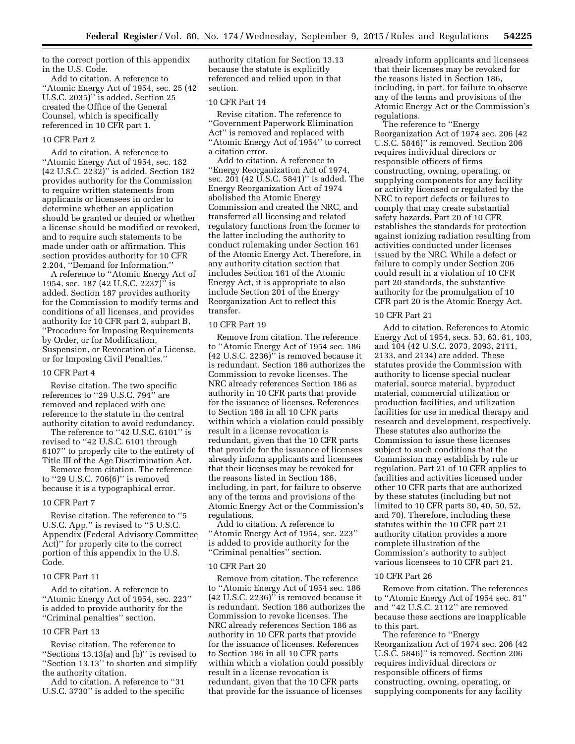to the correct portion of this appendix in the U.S. Code.

Add to citation. A reference to ''Atomic Energy Act of 1954, sec. 25 (42 U.S.C. 2035)'' is added. Section 25 created the Office of the General Counsel, which is specifically referenced in 10 CFR part 1.

10 CFR Part 2

Add to citation. A reference to ''Atomic Energy Act of 1954, sec. 182 (42 U.S.C. 2232)'' is added. Section 182 provides authority for the Commission to require written statements from applicants or licensees in order to determine whether an application should be granted or denied or whether a license should be modified or revoked, and to require such statements to be made under oath or affirmation. This section provides authority for 10 CFR 2.204, ''Demand for Information.''

A reference to ''Atomic Energy Act of 1954, sec. 187 (42 U.S.C. 2237)'' is added. Section 187 provides authority for the Commission to modify terms and conditions of all licenses, and provides authority for 10 CFR part 2, subpart B, ''Procedure for Imposing Requirements by Order, or for Modification, Suspension, or Revocation of a License, or for Imposing Civil Penalties.''

10 CFR Part 4

Revise citation. The two specific references to ''29 U.S.C. 794'' are removed and replaced with one reference to the statute in the central authority citation to avoid redundancy.

The reference to ''42 U.S.C. 6101'' is revised to ''42 U.S.C. 6101 through 6107'' to properly cite to the entirety of Title III of the Age Discrimination Act.

Remove from citation. The reference to ''29 U.S.C. 706(6)'' is removed because it is a typographical error.

10 CFR Part 7

Revise citation. The reference to ''5 U.S.C. App.'' is revised to ''5 U.S.C. Appendix (Federal Advisory Committee Act)'' for properly cite to the correct portion of this appendix in the U.S. Code.

10 CFR Part 11

Add to citation. A reference to ''Atomic Energy Act of 1954, sec. 223'' is added to provide authority for the ''Criminal penalties'' section.

10 CFR Part 13

Revise citation. The reference to ''Sections 13.13(a) and (b)'' is revised to ''Section 13.13'' to shorten and simplify the authority citation.

Add to citation. A reference to ''31 U.S.C. 3730'' is added to the specific authority citation for Section 13.13 because the statute is explicitly referenced and relied upon in that section.

10 CFR Part 14

Revise citation. The reference to ''Government Paperwork Elimination Act'' is removed and replaced with ''Atomic Energy Act of 1954'' to correct a citation error.

Add to citation. A reference to ''Energy Reorganization Act of 1974, sec. 201 (42 U.S.C. 5841)'' is added. The Energy Reorganization Act of 1974 abolished the Atomic Energy Commission and created the NRC, and transferred all licensing and related regulatory functions from the former to the latter including the authority to conduct rulemaking under Section 161 of the Atomic Energy Act. Therefore, in any authority citation section that includes Section 161 of the Atomic Energy Act, it is appropriate to also include Section 201 of the Energy Reorganization Act to reflect this transfer.

10 CFR Part 19

Remove from citation. The reference to ''Atomic Energy Act of 1954 sec. 186 (42 U.S.C. 2236)'' is removed because it is redundant. Section 186 authorizes the Commission to revoke licenses. The NRC already references Section 186 as authority in 10 CFR parts that provide for the issuance of licenses. References to Section 186 in all 10 CFR parts within which a violation could possibly result in a license revocation is redundant, given that the 10 CFR parts that provide for the issuance of licenses already inform applicants and licensees that their licenses may be revoked for the reasons listed in Section 186, including, in part, for failure to observe any of the terms and provisions of the Atomic Energy Act or the Commission's regulations.

Add to citation. A reference to ''Atomic Energy Act of 1954, sec. 223'' is added to provide authority for the ''Criminal penalties'' section.

10 CFR Part 20

Remove from citation. The reference to ''Atomic Energy Act of 1954 sec. 186 (42 U.S.C. 2236)'' is removed because it is redundant. Section 186 authorizes the Commission to revoke licenses. The NRC already references Section 186 as authority in 10 CFR parts that provide for the issuance of licenses. References to Section 186 in all 10 CFR parts within which a violation could possibly result in a license revocation is redundant, given that the 10 CFR parts that provide for the issuance of licenses already inform applicants and licensees that their licenses may be revoked for the reasons listed in Section 186, including, in part, for failure to observe any of the terms and provisions of the Atomic Energy Act or the Commission's regulations.

The reference to ''Energy Reorganization Act of 1974 sec. 206 (42 U.S.C. 5846)'' is removed. Section 206 requires individual directors or responsible officers of firms constructing, owning, operating, or supplying components for any facility or activity licensed or regulated by the NRC to report defects or failures to comply that may create substantial safety hazards. Part 20 of 10 CFR establishes the standards for protection against ionizing radiation resulting from activities conducted under licenses issued by the NRC. While a defect or failure to comply under Section 206 could result in a violation of 10 CFR part 20 standards, the substantive authority for the promulgation of 10 CFR part 20 is the Atomic Energy Act.

10 CFR Part 21

Add to citation. References to Atomic Energy Act of 1954, secs. 53, 63, 81, 103, and 104 (42 U.S.C. 2073, 2093, 2111, 2133, and 2134) are added. These statutes provide the Commission with authority to license special nuclear material, source material, byproduct material, commercial utilization or production facilities, and utilization facilities for use in medical therapy and research and development, respectively. These statutes also authorize the Commission to issue these licenses subject to such conditions that the Commission may establish by rule or regulation. Part 21 of 10 CFR applies to facilities and activities licensed under other 10 CFR parts that are authorized by these statutes (including but not limited to 10 CFR parts 30, 40, 50, 52, and 70). Therefore, including these statutes within the 10 CFR part 21 authority citation provides a more complete illustration of the Commission's authority to subject various licensees to 10 CFR part 21.

10 CFR Part 26

Remove from citation. The references to ''Atomic Energy Act of 1954 sec. 81'' and ''42 U.S.C. 2112'' are removed because these sections are inapplicable to this part.

The reference to ''Energy Reorganization Act of 1974 sec. 206 (42 U.S.C. 5846)'' is removed. Section 206 requires individual directors or responsible officers of firms constructing, owning, operating, or supplying components for any facility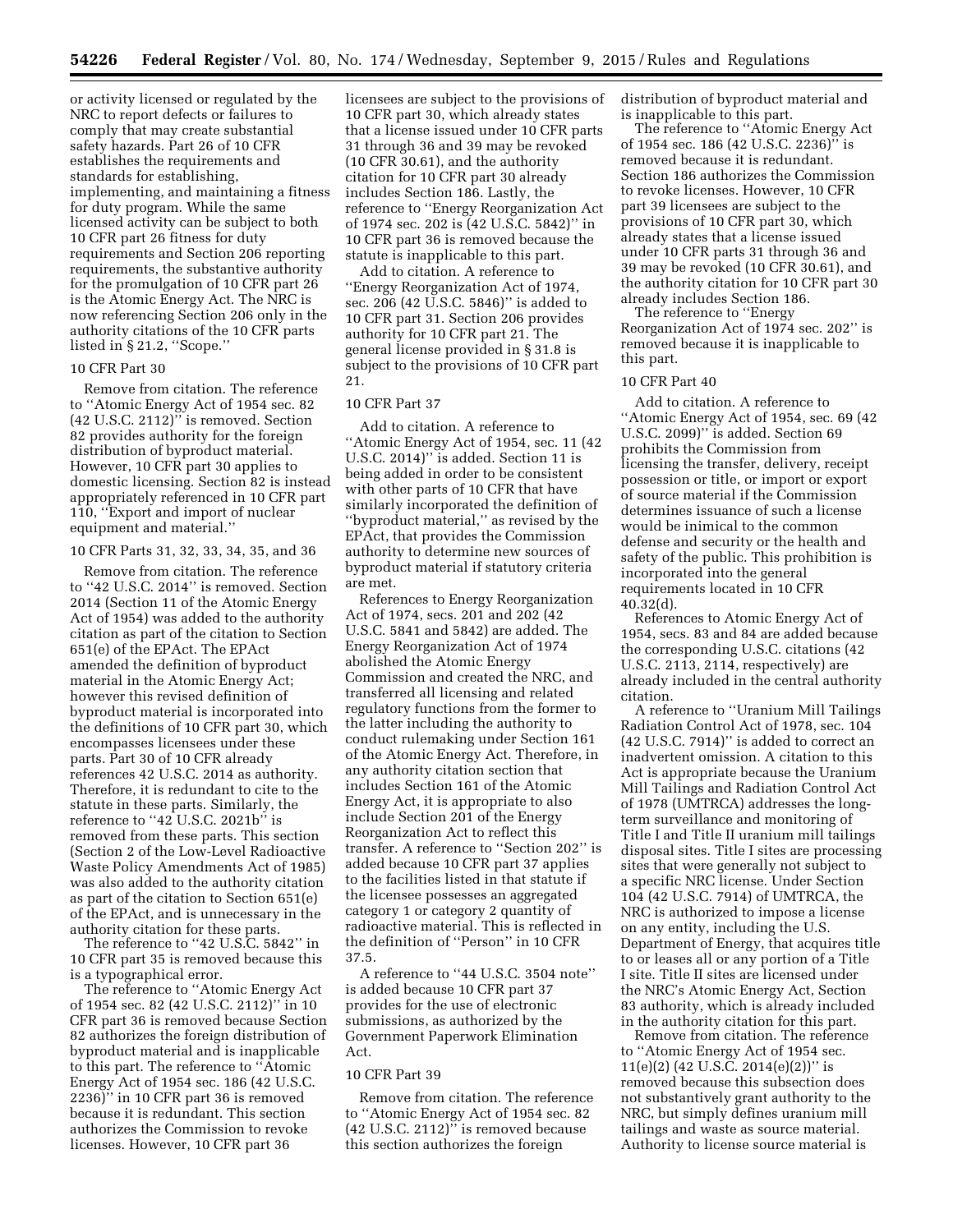or activity licensed or regulated by the NRC to report defects or failures to comply that may create substantial safety hazards. Part 26 of 10 CFR establishes the requirements and standards for establishing, implementing, and maintaining a fitness for duty program. While the same licensed activity can be subject to both 10 CFR part 26 fitness for duty requirements and Section 206 reporting requirements, the substantive authority for the promulgation of 10 CFR part 26 is the Atomic Energy Act. The NRC is now referencing Section 206 only in the authority citations of the 10 CFR parts listed in § 21.2, ''Scope.''

10 CFR Part 30

Remove from citation. The reference to ''Atomic Energy Act of 1954 sec. 82 (42 U.S.C. 2112)'' is removed. Section 82 provides authority for the foreign distribution of byproduct material. However, 10 CFR part 30 applies to domestic licensing. Section 82 is instead appropriately referenced in 10 CFR part 110, ''Export and import of nuclear equipment and material.''

10 CFR Parts 31, 32, 33, 34, 35, and 36

Remove from citation. The reference to ''42 U.S.C. 2014'' is removed. Section 2014 (Section 11 of the Atomic Energy Act of 1954) was added to the authority citation as part of the citation to Section 651(e) of the EPAct. The EPAct amended the definition of byproduct material in the Atomic Energy Act; however this revised definition of byproduct material is incorporated into the definitions of 10 CFR part 30, which encompasses licensees under these parts. Part 30 of 10 CFR already references 42 U.S.C. 2014 as authority. Therefore, it is redundant to cite to the statute in these parts. Similarly, the reference to ''42 U.S.C. 2021b'' is removed from these parts. This section (Section 2 of the Low-Level Radioactive Waste Policy Amendments Act of 1985) was also added to the authority citation as part of the citation to Section 651(e) of the EPAct, and is unnecessary in the authority citation for these parts.

The reference to ''42 U.S.C. 5842'' in 10 CFR part 35 is removed because this is a typographical error.

The reference to ''Atomic Energy Act of 1954 sec. 82 (42 U.S.C. 2112)'' in 10 CFR part 36 is removed because Section 82 authorizes the foreign distribution of byproduct material and is inapplicable to this part. The reference to ''Atomic Energy Act of 1954 sec. 186 (42 U.S.C. 2236)'' in 10 CFR part 36 is removed because it is redundant. This section authorizes the Commission to revoke licenses. However, 10 CFR part 36 licensees are subject to the provisions of 10 CFR part 30, which already states that a license issued under 10 CFR parts 31 through 36 and 39 may be revoked (10 CFR 30.61), and the authority citation for 10 CFR part 30 already includes Section 186. Lastly, the reference to ''Energy Reorganization Act of 1974 sec. 202 is (42 U.S.C. 5842)'' in 10 CFR part 36 is removed because the statute is inapplicable to this part.

Add to citation. A reference to ''Energy Reorganization Act of 1974, sec. 206 (42 U.S.C. 5846)'' is added to 10 CFR part 31. Section 206 provides authority for 10 CFR part 21. The general license provided in § 31.8 is subject to the provisions of 10 CFR part 21.

10 CFR Part 37

Add to citation. A reference to ''Atomic Energy Act of 1954, sec. 11 (42 U.S.C. 2014)'' is added. Section 11 is being added in order to be consistent with other parts of 10 CFR that have similarly incorporated the definition of ''byproduct material,'' as revised by the EPAct, that provides the Commission authority to determine new sources of byproduct material if statutory criteria are met.

References to Energy Reorganization Act of 1974, secs. 201 and 202 (42 U.S.C. 5841 and 5842) are added. The Energy Reorganization Act of 1974 abolished the Atomic Energy Commission and created the NRC, and transferred all licensing and related regulatory functions from the former to the latter including the authority to conduct rulemaking under Section 161 of the Atomic Energy Act. Therefore, in any authority citation section that includes Section 161 of the Atomic Energy Act, it is appropriate to also include Section 201 of the Energy Reorganization Act to reflect this transfer. A reference to ''Section 202'' is added because 10 CFR part 37 applies to the facilities listed in that statute if the licensee possesses an aggregated category 1 or category 2 quantity of radioactive material. This is reflected in the definition of ''Person'' in 10 CFR 37.5.

A reference to ''44 U.S.C. 3504 note'' is added because 10 CFR part 37 provides for the use of electronic submissions, as authorized by the Government Paperwork Elimination Act.

10 CFR Part 39

Remove from citation. The reference to ''Atomic Energy Act of 1954 sec. 82 (42 U.S.C. 2112)'' is removed because this section authorizes the foreign distribution of byproduct material and is inapplicable to this part.

The reference to ''Atomic Energy Act of 1954 sec. 186 (42 U.S.C. 2236)'' is removed because it is redundant. Section 186 authorizes the Commission to revoke licenses. However, 10 CFR part 39 licensees are subject to the provisions of 10 CFR part 30, which already states that a license issued under 10 CFR parts 31 through 36 and 39 may be revoked (10 CFR 30.61), and the authority citation for 10 CFR part 30 already includes Section 186.

The reference to ''Energy Reorganization Act of 1974 sec. 202'' is removed because it is inapplicable to this part.

10 CFR Part 40

Add to citation. A reference to ''Atomic Energy Act of 1954, sec. 69 (42 U.S.C. 2099)'' is added. Section 69 prohibits the Commission from licensing the transfer, delivery, receipt possession or title, or import or export of source material if the Commission determines issuance of such a license would be inimical to the common defense and security or the health and safety of the public. This prohibition is incorporated into the general requirements located in 10 CFR 40.32(d).

References to Atomic Energy Act of 1954, secs. 83 and 84 are added because the corresponding U.S.C. citations (42 U.S.C. 2113, 2114, respectively) are already included in the central authority citation.

A reference to ''Uranium Mill Tailings Radiation Control Act of 1978, sec. 104 (42 U.S.C. 7914)'' is added to correct an inadvertent omission. A citation to this Act is appropriate because the Uranium Mill Tailings and Radiation Control Act of 1978 (UMTRCA) addresses the long-term surveillance and monitoring of Title I and Title II uranium mill tailings disposal sites. Title I sites are processing sites that were generally not subject to a specific NRC license. Under Section 104 (42 U.S.C. 7914) of UMTRCA, the NRC is authorized to impose a license on any entity, including the U.S. Department of Energy, that acquires title to or leases all or any portion of a Title I site. Title II sites are licensed under the NRC's Atomic Energy Act, Section 83 authority, which is already included in the authority citation for this part.

Remove from citation. The reference to ''Atomic Energy Act of 1954 sec. 11(e)(2) (42 U.S.C. 2014(e)(2))'' is removed because this subsection does not substantively grant authority to the NRC, but simply defines uranium mill tailings and waste as source material. Authority to license source material is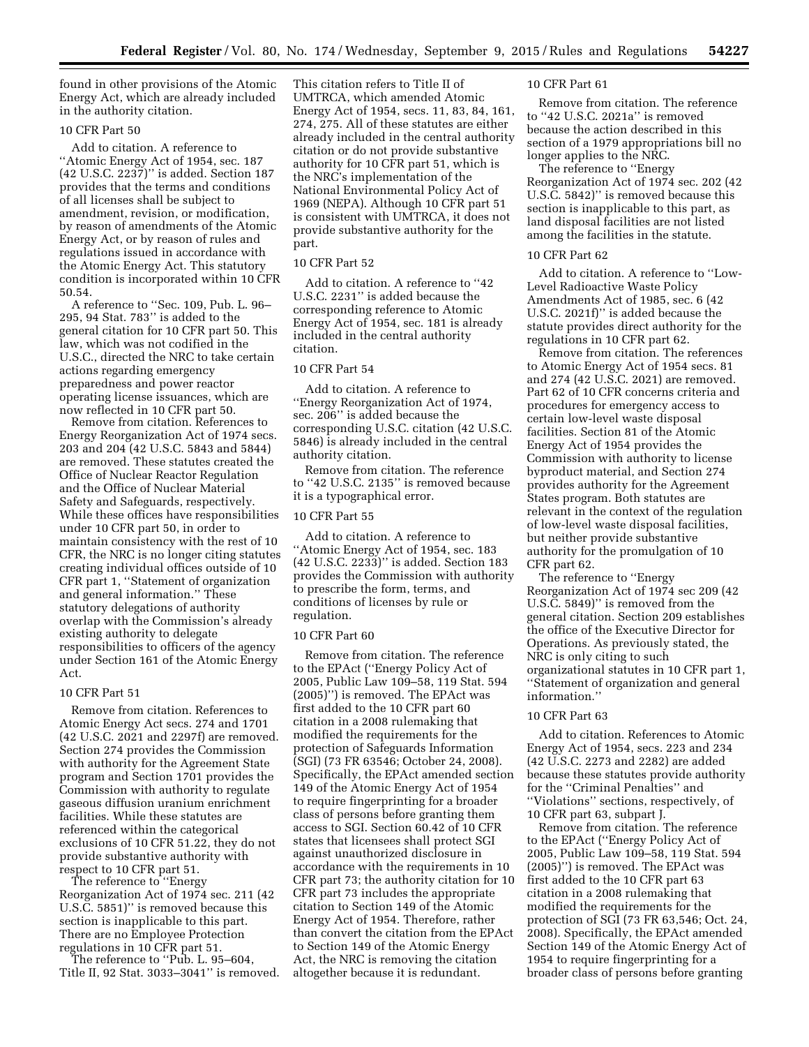found in other provisions of the Atomic Energy Act, which are already included in the authority citation.

10 CFR Part 50

Add to citation. A reference to ''Atomic Energy Act of 1954, sec. 187 (42 U.S.C. 2237)'' is added. Section 187 provides that the terms and conditions of all licenses shall be subject to amendment, revision, or modification, by reason of amendments of the Atomic Energy Act, or by reason of rules and regulations issued in accordance with the Atomic Energy Act. This statutory condition is incorporated within 10 CFR 50.54.

A reference to ''Sec. 109, Pub. L. 96–295, 94 Stat. 783'' is added to the general citation for 10 CFR part 50. This law, which was not codified in the U.S.C., directed the NRC to take certain actions regarding emergency preparedness and power reactor operating license issuances, which are now reflected in 10 CFR part 50.

Remove from citation. References to Energy Reorganization Act of 1974 secs. 203 and 204 (42 U.S.C. 5843 and 5844) are removed. These statutes created the Office of Nuclear Reactor Regulation and the Office of Nuclear Material Safety and Safeguards, respectively. While these offices have responsibilities under 10 CFR part 50, in order to maintain consistency with the rest of 10 CFR, the NRC is no longer citing statutes creating individual offices outside of 10 CFR part 1, ''Statement of organization and general information.'' These statutory delegations of authority overlap with the Commission's already existing authority to delegate responsibilities to officers of the agency under Section 161 of the Atomic Energy Act.

10 CFR Part 51

Remove from citation. References to Atomic Energy Act secs. 274 and 1701 (42 U.S.C. 2021 and 2297f) are removed. Section 274 provides the Commission with authority for the Agreement State program and Section 1701 provides the Commission with authority to regulate gaseous diffusion uranium enrichment facilities. While these statutes are referenced within the categorical exclusions of 10 CFR 51.22, they do not provide substantive authority with respect to 10 CFR part 51.

The reference to ''Energy Reorganization Act of 1974 sec. 211 (42 U.S.C. 5851)'' is removed because this section is inapplicable to this part. There are no Employee Protection regulations in 10 CFR part 51.

The reference to ''Pub. L. 95–604, Title II, 92 Stat. 3033–3041'' is removed. This citation refers to Title II of UMTRCA, which amended Atomic Energy Act of 1954, secs. 11, 83, 84, 161, 274, 275. All of these statutes are either already included in the central authority citation or do not provide substantive authority for 10 CFR part 51, which is the NRC's implementation of the National Environmental Policy Act of 1969 (NEPA). Although 10 CFR part 51 is consistent with UMTRCA, it does not provide substantive authority for the part.

10 CFR Part 52

Add to citation. A reference to ''42 U.S.C. 2231'' is added because the corresponding reference to Atomic Energy Act of 1954, sec. 181 is already included in the central authority citation.

10 CFR Part 54

Add to citation. A reference to ''Energy Reorganization Act of 1974, sec. 206'' is added because the corresponding U.S.C. citation (42 U.S.C. 5846) is already included in the central authority citation.

Remove from citation. The reference to ''42 U.S.C. 2135'' is removed because it is a typographical error.

10 CFR Part 55

Add to citation. A reference to ''Atomic Energy Act of 1954, sec. 183 (42 U.S.C. 2233)'' is added. Section 183 provides the Commission with authority to prescribe the form, terms, and conditions of licenses by rule or regulation.

10 CFR Part 60

Remove from citation. The reference to the EPAct (''Energy Policy Act of 2005, Public Law 109–58, 119 Stat. 594 (2005)'') is removed. The EPAct was first added to the 10 CFR part 60 citation in a 2008 rulemaking that modified the requirements for the protection of Safeguards Information (SGI) (73 FR 63546; October 24, 2008). Specifically, the EPAct amended section 149 of the Atomic Energy Act of 1954 to require fingerprinting for a broader class of persons before granting them access to SGI. Section 60.42 of 10 CFR states that licensees shall protect SGI against unauthorized disclosure in accordance with the requirements in 10 CFR part 73; the authority citation for 10 CFR part 73 includes the appropriate citation to Section 149 of the Atomic Energy Act of 1954. Therefore, rather than convert the citation from the EPAct to Section 149 of the Atomic Energy Act, the NRC is removing the citation altogether because it is redundant.

10 CFR Part 61

Remove from citation. The reference to ''42 U.S.C. 2021a'' is removed because the action described in this section of a 1979 appropriations bill no longer applies to the NRC.

The reference to ''Energy Reorganization Act of 1974 sec. 202 (42 U.S.C. 5842)'' is removed because this section is inapplicable to this part, as land disposal facilities are not listed among the facilities in the statute.

10 CFR Part 62

Add to citation. A reference to ''Low-Level Radioactive Waste Policy Amendments Act of 1985, sec. 6 (42 U.S.C. 2021f)'' is added because the statute provides direct authority for the regulations in 10 CFR part 62.

Remove from citation. The references to Atomic Energy Act of 1954 secs. 81 and 274 (42 U.S.C. 2021) are removed. Part 62 of 10 CFR concerns criteria and procedures for emergency access to certain low-level waste disposal facilities. Section 81 of the Atomic Energy Act of 1954 provides the Commission with authority to license byproduct material, and Section 274 provides authority for the Agreement States program. Both statutes are relevant in the context of the regulation of low-level waste disposal facilities, but neither provide substantive authority for the promulgation of 10 CFR part 62.

The reference to ''Energy Reorganization Act of 1974 sec 209 (42 U.S.C. 5849)'' is removed from the general citation. Section 209 establishes the office of the Executive Director for Operations. As previously stated, the NRC is only citing to such organizational statutes in 10 CFR part 1, ''Statement of organization and general information.''

10 CFR Part 63

Add to citation. References to Atomic Energy Act of 1954, secs. 223 and 234 (42 U.S.C. 2273 and 2282) are added because these statutes provide authority for the ''Criminal Penalties'' and ''Violations'' sections, respectively, of 10 CFR part 63, subpart J.

Remove from citation. The reference to the EPAct (''Energy Policy Act of 2005, Public Law 109–58, 119 Stat. 594 (2005)'') is removed. The EPAct was first added to the 10 CFR part 63 citation in a 2008 rulemaking that modified the requirements for the protection of SGI (73 FR 63,546; Oct. 24, 2008). Specifically, the EPAct amended Section 149 of the Atomic Energy Act of 1954 to require fingerprinting for a broader class of persons before granting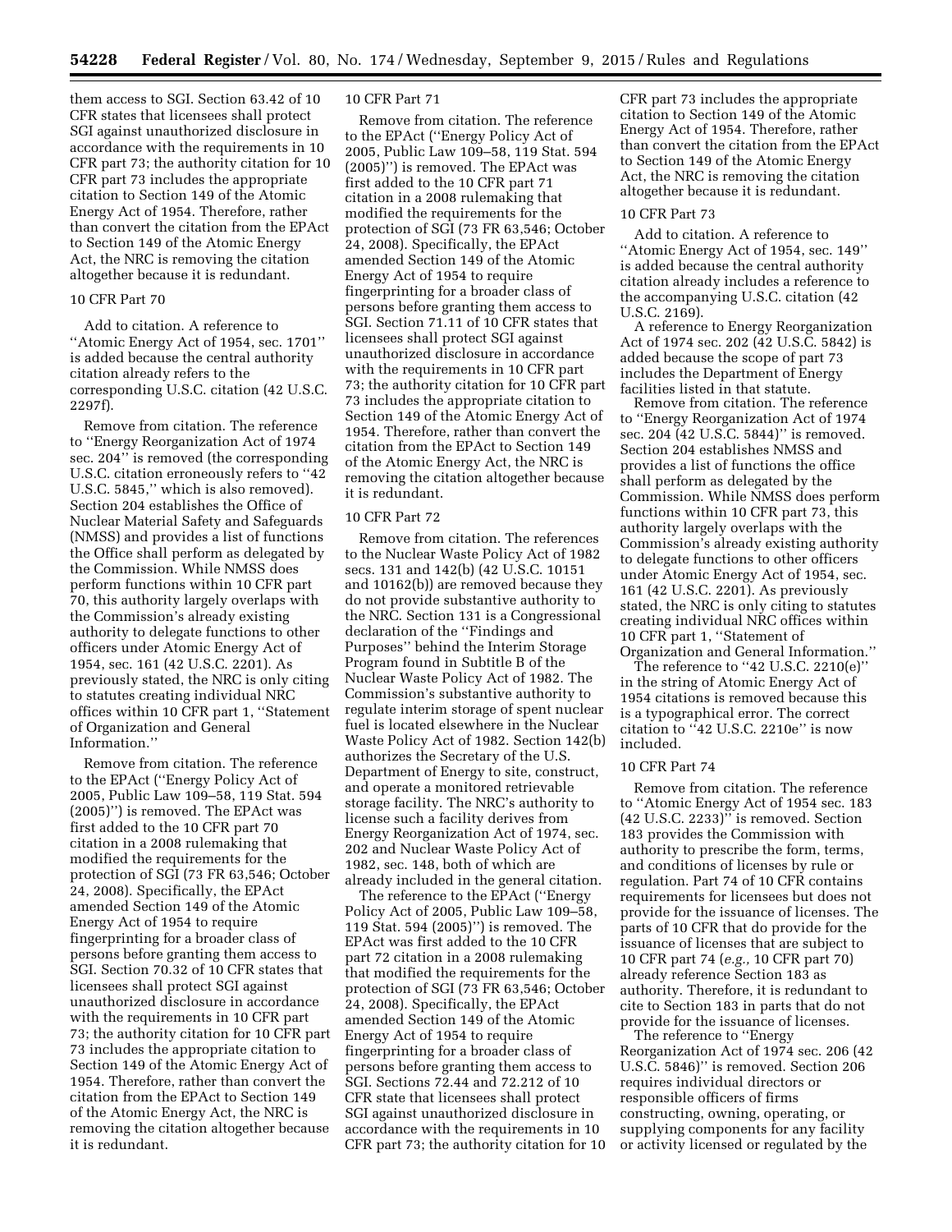them access to SGI. Section 63.42 of 10 CFR states that licensees shall protect SGI against unauthorized disclosure in accordance with the requirements in 10 CFR part 73; the authority citation for 10 CFR part 73 includes the appropriate citation to Section 149 of the Atomic Energy Act of 1954. Therefore, rather than convert the citation from the EPAct to Section 149 of the Atomic Energy Act, the NRC is removing the citation altogether because it is redundant.

10 CFR Part 70

Add to citation. A reference to ''Atomic Energy Act of 1954, sec. 1701'' is added because the central authority citation already refers to the corresponding U.S.C. citation (42 U.S.C. 2297f).

Remove from citation. The reference to ''Energy Reorganization Act of 1974 sec. 204'' is removed (the corresponding U.S.C. citation erroneously refers to ''42 U.S.C. 5845,'' which is also removed). Section 204 establishes the Office of Nuclear Material Safety and Safeguards (NMSS) and provides a list of functions the Office shall perform as delegated by the Commission. While NMSS does perform functions within 10 CFR part 70, this authority largely overlaps with the Commission's already existing authority to delegate functions to other officers under Atomic Energy Act of 1954, sec. 161 (42 U.S.C. 2201). As previously stated, the NRC is only citing to statutes creating individual NRC offices within 10 CFR part 1, ''Statement of Organization and General Information.''

Remove from citation. The reference to the EPAct (''Energy Policy Act of 2005, Public Law 109–58, 119 Stat. 594 (2005)'') is removed. The EPAct was first added to the 10 CFR part 70 citation in a 2008 rulemaking that modified the requirements for the protection of SGI (73 FR 63,546; October 24, 2008). Specifically, the EPAct amended Section 149 of the Atomic Energy Act of 1954 to require fingerprinting for a broader class of persons before granting them access to SGI. Section 70.32 of 10 CFR states that licensees shall protect SGI against unauthorized disclosure in accordance with the requirements in 10 CFR part 73; the authority citation for 10 CFR part 73 includes the appropriate citation to Section 149 of the Atomic Energy Act of 1954. Therefore, rather than convert the citation from the EPAct to Section 149 of the Atomic Energy Act, the NRC is removing the citation altogether because it is redundant.

10 CFR Part 71

Remove from citation. The reference to the EPAct (''Energy Policy Act of 2005, Public Law 109–58, 119 Stat. 594 (2005)'') is removed. The EPAct was first added to the 10 CFR part 71 citation in a 2008 rulemaking that modified the requirements for the protection of SGI (73 FR 63,546; October 24, 2008). Specifically, the EPAct amended Section 149 of the Atomic Energy Act of 1954 to require fingerprinting for a broader class of persons before granting them access to SGI. Section 71.11 of 10 CFR states that licensees shall protect SGI against unauthorized disclosure in accordance with the requirements in 10 CFR part 73; the authority citation for 10 CFR part 73 includes the appropriate citation to Section 149 of the Atomic Energy Act of 1954. Therefore, rather than convert the citation from the EPAct to Section 149 of the Atomic Energy Act, the NRC is removing the citation altogether because it is redundant.

10 CFR Part 72

Remove from citation. The references to the Nuclear Waste Policy Act of 1982 secs. 131 and 142(b) (42 U.S.C. 10151 and 10162(b)) are removed because they do not provide substantive authority to the NRC. Section 131 is a Congressional declaration of the ''Findings and Purposes'' behind the Interim Storage Program found in Subtitle B of the Nuclear Waste Policy Act of 1982. The Commission's substantive authority to regulate interim storage of spent nuclear fuel is located elsewhere in the Nuclear Waste Policy Act of 1982. Section 142(b) authorizes the Secretary of the U.S. Department of Energy to site, construct, and operate a monitored retrievable storage facility. The NRC's authority to license such a facility derives from Energy Reorganization Act of 1974, sec. 202 and Nuclear Waste Policy Act of 1982, sec. 148, both of which are already included in the general citation.

The reference to the EPAct (''Energy Policy Act of 2005, Public Law 109–58, 119 Stat. 594 (2005)'') is removed. The EPAct was first added to the 10 CFR part 72 citation in a 2008 rulemaking that modified the requirements for the protection of SGI (73 FR 63,546; October 24, 2008). Specifically, the EPAct amended Section 149 of the Atomic Energy Act of 1954 to require fingerprinting for a broader class of persons before granting them access to SGI. Sections 72.44 and 72.212 of 10 CFR state that licensees shall protect SGI against unauthorized disclosure in accordance with the requirements in 10 CFR part 73; the authority citation for 10 CFR part 73 includes the appropriate citation to Section 149 of the Atomic Energy Act of 1954. Therefore, rather than convert the citation from the EPAct to Section 149 of the Atomic Energy Act, the NRC is removing the citation altogether because it is redundant.

10 CFR Part 73

Add to citation. A reference to ''Atomic Energy Act of 1954, sec. 149'' is added because the central authority citation already includes a reference to the accompanying U.S.C. citation (42 U.S.C. 2169).

A reference to Energy Reorganization Act of 1974 sec. 202 (42 U.S.C. 5842) is added because the scope of part 73 includes the Department of Energy facilities listed in that statute.

Remove from citation. The reference to ''Energy Reorganization Act of 1974 sec. 204 (42 U.S.C. 5844)'' is removed. Section 204 establishes NMSS and provides a list of functions the office shall perform as delegated by the Commission. While NMSS does perform functions within 10 CFR part 73, this authority largely overlaps with the Commission's already existing authority to delegate functions to other officers under Atomic Energy Act of 1954, sec. 161 (42 U.S.C. 2201). As previously stated, the NRC is only citing to statutes creating individual NRC offices within 10 CFR part 1, ''Statement of Organization and General Information.''

The reference to ''42 U.S.C. 2210(e)'' in the string of Atomic Energy Act of 1954 citations is removed because this is a typographical error. The correct citation to ''42 U.S.C. 2210e'' is now included.

10 CFR Part 74

Remove from citation. The reference to ''Atomic Energy Act of 1954 sec. 183 (42 U.S.C. 2233)'' is removed. Section 183 provides the Commission with authority to prescribe the form, terms, and conditions of licenses by rule or regulation. Part 74 of 10 CFR contains requirements for licensees but does not provide for the issuance of licenses. The parts of 10 CFR that do provide for the issuance of licenses that are subject to 10 CFR part 74 (*e.g.,* 10 CFR part 70) already reference Section 183 as authority. Therefore, it is redundant to cite to Section 183 in parts that do not provide for the issuance of licenses.

The reference to ''Energy Reorganization Act of 1974 sec. 206 (42 U.S.C. 5846)'' is removed. Section 206 requires individual directors or responsible officers of firms constructing, owning, operating, or supplying components for any facility or activity licensed or regulated by the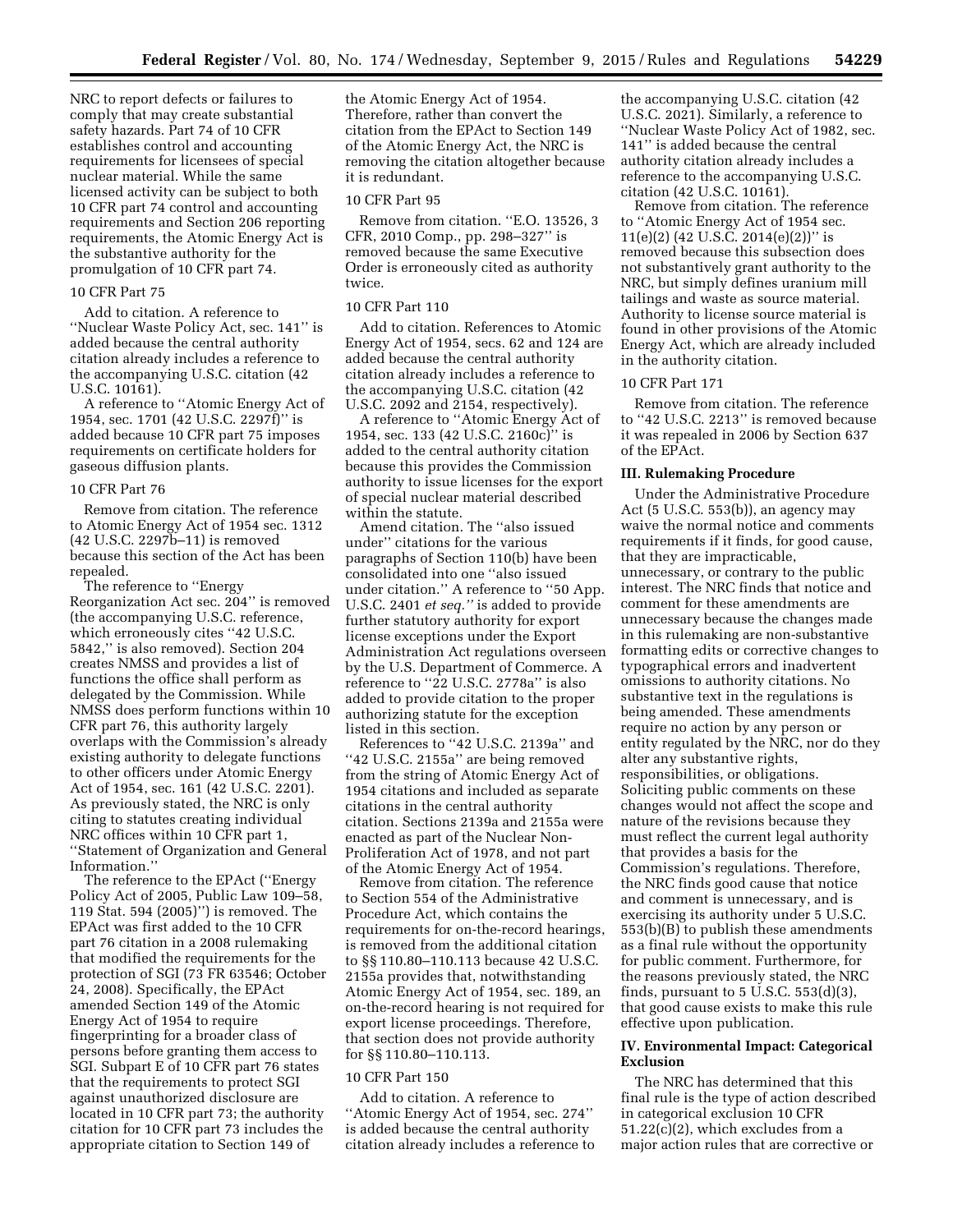NRC to report defects or failures to comply that may create substantial safety hazards. Part 74 of 10 CFR establishes control and accounting requirements for licensees of special nuclear material. While the same licensed activity can be subject to both 10 CFR part 74 control and accounting requirements and Section 206 reporting requirements, the Atomic Energy Act is the substantive authority for the promulgation of 10 CFR part 74.

10 CFR Part 75

Add to citation. A reference to ''Nuclear Waste Policy Act, sec. 141'' is added because the central authority citation already includes a reference to the accompanying U.S.C. citation (42 U.S.C. 10161).

A reference to ''Atomic Energy Act of 1954, sec. 1701 (42 U.S.C. 2297f)'' is added because 10 CFR part 75 imposes requirements on certificate holders for gaseous diffusion plants.

10 CFR Part 76

Remove from citation. The reference to Atomic Energy Act of 1954 sec. 1312 (42 U.S.C. 2297b–11) is removed because this section of the Act has been repealed.

The reference to ''Energy Reorganization Act sec. 204'' is removed (the accompanying U.S.C. reference, which erroneously cites ''42 U.S.C. 5842,'' is also removed). Section 204 creates NMSS and provides a list of functions the office shall perform as delegated by the Commission. While NMSS does perform functions within 10 CFR part 76, this authority largely overlaps with the Commission's already existing authority to delegate functions to other officers under Atomic Energy Act of 1954, sec. 161 (42 U.S.C. 2201). As previously stated, the NRC is only citing to statutes creating individual NRC offices within 10 CFR part 1, ''Statement of Organization and General Information.''

The reference to the EPAct (''Energy Policy Act of 2005, Public Law 109–58, 119 Stat. 594 (2005)'') is removed. The EPAct was first added to the 10 CFR part 76 citation in a 2008 rulemaking that modified the requirements for the protection of SGI (73 FR 63546; October 24, 2008). Specifically, the EPAct amended Section 149 of the Atomic Energy Act of 1954 to require fingerprinting for a broader class of persons before granting them access to SGI. Subpart E of 10 CFR part 76 states that the requirements to protect SGI against unauthorized disclosure are located in 10 CFR part 73; the authority citation for 10 CFR part 73 includes the appropriate citation to Section 149 of the Atomic Energy Act of 1954. Therefore, rather than convert the citation from the EPAct to Section 149 of the Atomic Energy Act, the NRC is removing the citation altogether because it is redundant.

10 CFR Part 95

Remove from citation. ''E.O. 13526, 3 CFR, 2010 Comp., pp. 298–327'' is removed because the same Executive Order is erroneously cited as authority twice.

10 CFR Part 110

Add to citation. References to Atomic Energy Act of 1954, secs. 62 and 124 are added because the central authority citation already includes a reference to the accompanying U.S.C. citation (42 U.S.C. 2092 and 2154, respectively).

A reference to ''Atomic Energy Act of 1954, sec. 133 (42 U.S.C. 2160c)'' is added to the central authority citation because this provides the Commission authority to issue licenses for the export of special nuclear material described within the statute.

Amend citation. The ''also issued under'' citations for the various paragraphs of Section 110(b) have been consolidated into one ''also issued under citation.'' A reference to ''50 App. U.S.C. 2401 *et seq.''* is added to provide further statutory authority for export license exceptions under the Export Administration Act regulations overseen by the U.S. Department of Commerce. A reference to ''22 U.S.C. 2778a'' is also added to provide citation to the proper authorizing statute for the exception listed in this section.

References to ''42 U.S.C. 2139a'' and ''42 U.S.C. 2155a'' are being removed from the string of Atomic Energy Act of 1954 citations and included as separate citations in the central authority citation. Sections 2139a and 2155a were enacted as part of the Nuclear Non-Proliferation Act of 1978, and not part of the Atomic Energy Act of 1954.

Remove from citation. The reference to Section 554 of the Administrative Procedure Act, which contains the requirements for on-the-record hearings, is removed from the additional citation to §§ 110.80–110.113 because 42 U.S.C. 2155a provides that, notwithstanding Atomic Energy Act of 1954, sec. 189, an on-the-record hearing is not required for export license proceedings. Therefore, that section does not provide authority for §§ 110.80–110.113.

10 CFR Part 150

Add to citation. A reference to ''Atomic Energy Act of 1954, sec. 274'' is added because the central authority citation already includes a reference to the accompanying U.S.C. citation (42 U.S.C. 2021). Similarly, a reference to ''Nuclear Waste Policy Act of 1982, sec. 141'' is added because the central authority citation already includes a reference to the accompanying U.S.C. citation (42 U.S.C. 10161).

Remove from citation. The reference to ''Atomic Energy Act of 1954 sec. 11(e)(2) (42 U.S.C. 2014(e)(2))'' is removed because this subsection does not substantively grant authority to the NRC, but simply defines uranium mill tailings and waste as source material. Authority to license source material is found in other provisions of the Atomic Energy Act, which are already included in the authority citation.

10 CFR Part 171

Remove from citation. The reference to ''42 U.S.C. 2213'' is removed because it was repealed in 2006 by Section 637 of the EPAct.

## III. Rulemaking Procedure

Under the Administrative Procedure Act (5 U.S.C. 553(b)), an agency may waive the normal notice and comments requirements if it finds, for good cause, that they are impracticable, unnecessary, or contrary to the public interest. The NRC finds that notice and comment for these amendments are unnecessary because the changes made in this rulemaking are non-substantive formatting edits or corrective changes to typographical errors and inadvertent omissions to authority citations. No substantive text in the regulations is being amended. These amendments require no action by any person or entity regulated by the NRC, nor do they alter any substantive rights, responsibilities, or obligations. Soliciting public comments on these changes would not affect the scope and nature of the revisions because they must reflect the current legal authority that provides a basis for the Commission's regulations. Therefore, the NRC finds good cause that notice and comment is unnecessary, and is exercising its authority under 5 U.S.C. 553(b)(B) to publish these amendments as a final rule without the opportunity for public comment. Furthermore, for the reasons previously stated, the NRC finds, pursuant to 5 U.S.C. 553(d)(3), that good cause exists to make this rule effective upon publication.

## IV. Environmental Impact: Categorical Exclusion

The NRC has determined that this final rule is the type of action described in categorical exclusion 10 CFR 51.22(c)(2), which excludes from a major action rules that are corrective or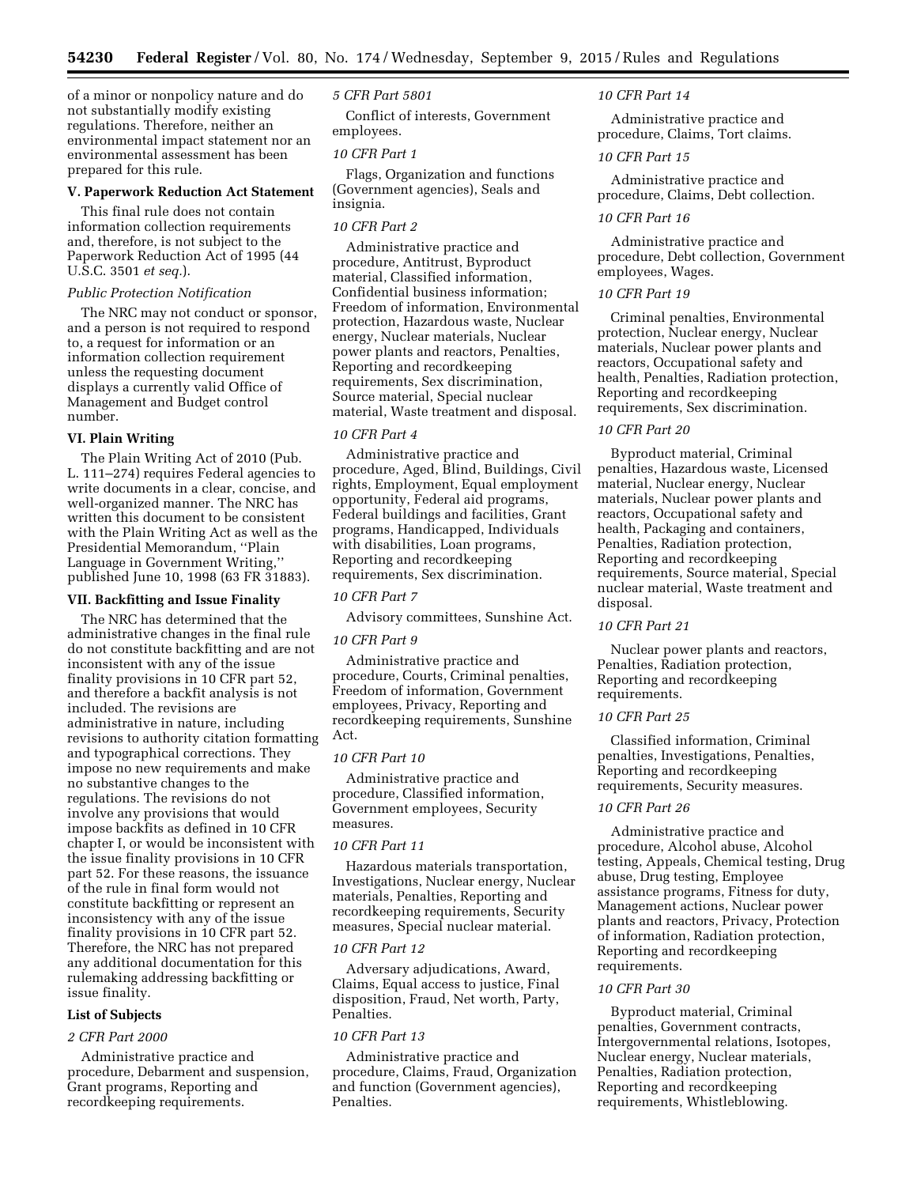of a minor or nonpolicy nature and do not substantially modify existing regulations. Therefore, neither an environmental impact statement nor an environmental assessment has been prepared for this rule.

### V. Paperwork Reduction Act Statement

This final rule does not contain information collection requirements and, therefore, is not subject to the Paperwork Reduction Act of 1995 (44 U.S.C. 3501 *et seq.*).

*Public Protection Notification*

The NRC may not conduct or sponsor, and a person is not required to respond to, a request for information or an information collection requirement unless the requesting document displays a currently valid Office of Management and Budget control number.

### VI. Plain Writing

The Plain Writing Act of 2010 (Pub. L. 111–274) requires Federal agencies to write documents in a clear, concise, and well-organized manner. The NRC has written this document to be consistent with the Plain Writing Act as well as the Presidential Memorandum, ''Plain Language in Government Writing,'' published June 10, 1998 (63 FR 31883).

### VII. Backfitting and Issue Finality

The NRC has determined that the administrative changes in the final rule do not constitute backfitting and are not inconsistent with any of the issue finality provisions in 10 CFR part 52, and therefore a backfit analysis is not included. The revisions are administrative in nature, including revisions to authority citation formatting and typographical corrections. They impose no new requirements and make no substantive changes to the regulations. The revisions do not involve any provisions that would impose backfits as defined in 10 CFR chapter I, or would be inconsistent with the issue finality provisions in 10 CFR part 52. For these reasons, the issuance of the rule in final form would not constitute backfitting or represent an inconsistency with any of the issue finality provisions in 10 CFR part 52. Therefore, the NRC has not prepared any additional documentation for this rulemaking addressing backfitting or issue finality.

### List of Subjects

*2 CFR Part 2000*

Administrative practice and procedure, Debarment and suspension, Grant programs, Reporting and recordkeeping requirements.

*5 CFR Part 5801*

Conflict of interests, Government employees.

*10 CFR Part 1*

Flags, Organization and functions (Government agencies), Seals and insignia.

*10 CFR Part 2*

Administrative practice and procedure, Antitrust, Byproduct material, Classified information, Confidential business information; Freedom of information, Environmental protection, Hazardous waste, Nuclear energy, Nuclear materials, Nuclear power plants and reactors, Penalties, Reporting and recordkeeping requirements, Sex discrimination, Source material, Special nuclear material, Waste treatment and disposal.

*10 CFR Part 4*

Administrative practice and procedure, Aged, Blind, Buildings, Civil rights, Employment, Equal employment opportunity, Federal aid programs, Federal buildings and facilities, Grant programs, Handicapped, Individuals with disabilities, Loan programs, Reporting and recordkeeping requirements, Sex discrimination.

*10 CFR Part 7*

Advisory committees, Sunshine Act.

*10 CFR Part 9*

Administrative practice and procedure, Courts, Criminal penalties, Freedom of information, Government employees, Privacy, Reporting and recordkeeping requirements, Sunshine Act.

*10 CFR Part 10*

Administrative practice and procedure, Classified information, Government employees, Security measures.

*10 CFR Part 11*

Hazardous materials transportation, Investigations, Nuclear energy, Nuclear materials, Penalties, Reporting and recordkeeping requirements, Security measures, Special nuclear material.

*10 CFR Part 12*

Adversary adjudications, Award, Claims, Equal access to justice, Final disposition, Fraud, Net worth, Party, Penalties.

*10 CFR Part 13*

Administrative practice and procedure, Claims, Fraud, Organization and function (Government agencies), Penalties.

*10 CFR Part 14*

Administrative practice and procedure, Claims, Tort claims.

*10 CFR Part 15*

Administrative practice and procedure, Claims, Debt collection.

*10 CFR Part 16*

Administrative practice and procedure, Debt collection, Government employees, Wages.

*10 CFR Part 19*

Criminal penalties, Environmental protection, Nuclear energy, Nuclear materials, Nuclear power plants and reactors, Occupational safety and health, Penalties, Radiation protection, Reporting and recordkeeping requirements, Sex discrimination.

*10 CFR Part 20*

Byproduct material, Criminal penalties, Hazardous waste, Licensed material, Nuclear energy, Nuclear materials, Nuclear power plants and reactors, Occupational safety and health, Packaging and containers, Penalties, Radiation protection, Reporting and recordkeeping requirements, Source material, Special nuclear material, Waste treatment and disposal.

*10 CFR Part 21*

Nuclear power plants and reactors, Penalties, Radiation protection, Reporting and recordkeeping requirements.

*10 CFR Part 25*

Classified information, Criminal penalties, Investigations, Penalties, Reporting and recordkeeping requirements, Security measures.

*10 CFR Part 26*

Administrative practice and procedure, Alcohol abuse, Alcohol testing, Appeals, Chemical testing, Drug abuse, Drug testing, Employee assistance programs, Fitness for duty, Management actions, Nuclear power plants and reactors, Privacy, Protection of information, Radiation protection, Reporting and recordkeeping requirements.

*10 CFR Part 30*

Byproduct material, Criminal penalties, Government contracts, Intergovernmental relations, Isotopes, Nuclear energy, Nuclear materials, Penalties, Radiation protection, Reporting and recordkeeping requirements, Whistleblowing.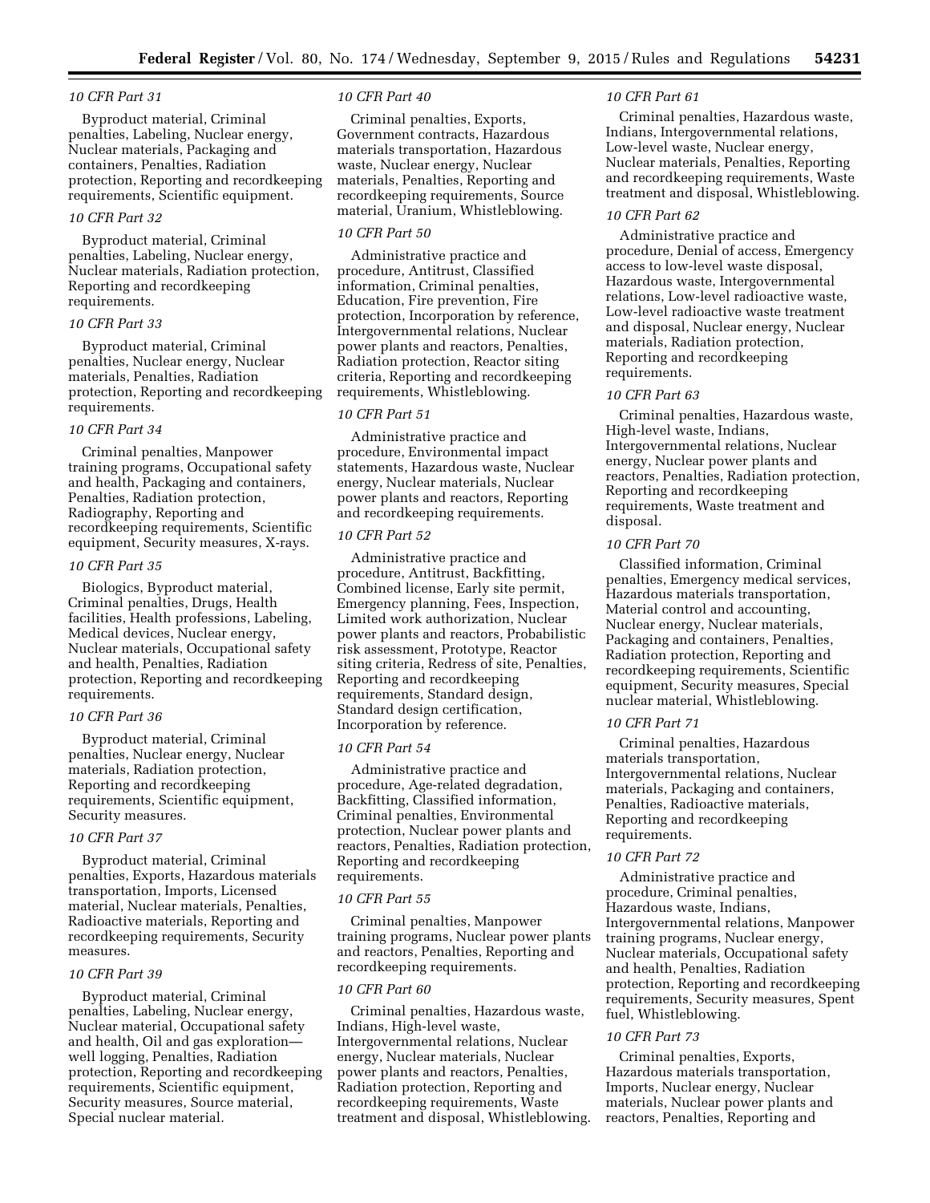*10 CFR Part 31*

Byproduct material, Criminal penalties, Labeling, Nuclear energy, Nuclear materials, Packaging and containers, Penalties, Radiation protection, Reporting and recordkeeping requirements, Scientific equipment.

*10 CFR Part 32*

Byproduct material, Criminal penalties, Labeling, Nuclear energy, Nuclear materials, Radiation protection, Reporting and recordkeeping requirements.

*10 CFR Part 33*

Byproduct material, Criminal penalties, Nuclear energy, Nuclear materials, Penalties, Radiation protection, Reporting and recordkeeping requirements.

*10 CFR Part 34*

Criminal penalties, Manpower training programs, Occupational safety and health, Packaging and containers, Penalties, Radiation protection, Radiography, Reporting and recordkeeping requirements, Scientific equipment, Security measures, X-rays.

*10 CFR Part 35*

Biologics, Byproduct material, Criminal penalties, Drugs, Health facilities, Health professions, Labeling, Medical devices, Nuclear energy, Nuclear materials, Occupational safety and health, Penalties, Radiation protection, Reporting and recordkeeping requirements.

*10 CFR Part 36*

Byproduct material, Criminal penalties, Nuclear energy, Nuclear materials, Radiation protection, Reporting and recordkeeping requirements, Scientific equipment, Security measures.

*10 CFR Part 37*

Byproduct material, Criminal penalties, Exports, Hazardous materials transportation, Imports, Licensed material, Nuclear materials, Penalties, Radioactive materials, Reporting and recordkeeping requirements, Security measures.

*10 CFR Part 39*

Byproduct material, Criminal penalties, Labeling, Nuclear energy, Nuclear material, Occupational safety and health, Oil and gas exploration—well logging, Penalties, Radiation protection, Reporting and recordkeeping requirements, Scientific equipment, Security measures, Source material, Special nuclear material.

*10 CFR Part 40*

Criminal penalties, Exports, Government contracts, Hazardous materials transportation, Hazardous waste, Nuclear energy, Nuclear materials, Penalties, Reporting and recordkeeping requirements, Source material, Uranium, Whistleblowing.

*10 CFR Part 50*

Administrative practice and procedure, Antitrust, Classified information, Criminal penalties, Education, Fire prevention, Fire protection, Incorporation by reference, Intergovernmental relations, Nuclear power plants and reactors, Penalties, Radiation protection, Reactor siting criteria, Reporting and recordkeeping requirements, Whistleblowing.

*10 CFR Part 51*

Administrative practice and procedure, Environmental impact statements, Hazardous waste, Nuclear energy, Nuclear materials, Nuclear power plants and reactors, Reporting and recordkeeping requirements.

*10 CFR Part 52*

Administrative practice and procedure, Antitrust, Backfitting, Combined license, Early site permit, Emergency planning, Fees, Inspection, Limited work authorization, Nuclear power plants and reactors, Probabilistic risk assessment, Prototype, Reactor siting criteria, Redress of site, Penalties, Reporting and recordkeeping requirements, Standard design, Standard design certification, Incorporation by reference.

*10 CFR Part 54*

Administrative practice and procedure, Age-related degradation, Backfitting, Classified information, Criminal penalties, Environmental protection, Nuclear power plants and reactors, Penalties, Radiation protection, Reporting and recordkeeping requirements.

*10 CFR Part 55*

Criminal penalties, Manpower training programs, Nuclear power plants and reactors, Penalties, Reporting and recordkeeping requirements.

*10 CFR Part 60*

Criminal penalties, Hazardous waste, Indians, High-level waste, Intergovernmental relations, Nuclear energy, Nuclear materials, Nuclear power plants and reactors, Penalties, Radiation protection, Reporting and recordkeeping requirements, Waste treatment and disposal, Whistleblowing.

*10 CFR Part 61*

Criminal penalties, Hazardous waste, Indians, Intergovernmental relations, Low-level waste, Nuclear energy, Nuclear materials, Penalties, Reporting and recordkeeping requirements, Waste treatment and disposal, Whistleblowing.

*10 CFR Part 62*

Administrative practice and procedure, Denial of access, Emergency access to low-level waste disposal, Hazardous waste, Intergovernmental relations, Low-level radioactive waste, Low-level radioactive waste treatment and disposal, Nuclear energy, Nuclear materials, Radiation protection, Reporting and recordkeeping requirements.

*10 CFR Part 63*

Criminal penalties, Hazardous waste, High-level waste, Indians, Intergovernmental relations, Nuclear energy, Nuclear power plants and reactors, Penalties, Radiation protection, Reporting and recordkeeping requirements, Waste treatment and disposal.

*10 CFR Part 70*

Classified information, Criminal penalties, Emergency medical services, Hazardous materials transportation, Material control and accounting, Nuclear energy, Nuclear materials, Packaging and containers, Penalties, Radiation protection, Reporting and recordkeeping requirements, Scientific equipment, Security measures, Special nuclear material, Whistleblowing.

*10 CFR Part 71*

Criminal penalties, Hazardous materials transportation, Intergovernmental relations, Nuclear materials, Packaging and containers, Penalties, Radioactive materials, Reporting and recordkeeping requirements.

*10 CFR Part 72*

Administrative practice and procedure, Criminal penalties, Hazardous waste, Indians, Intergovernmental relations, Manpower training programs, Nuclear energy, Nuclear materials, Occupational safety and health, Penalties, Radiation protection, Reporting and recordkeeping requirements, Security measures, Spent fuel, Whistleblowing.

*10 CFR Part 73*

Criminal penalties, Exports, Hazardous materials transportation, Imports, Nuclear energy, Nuclear materials, Nuclear power plants and reactors, Penalties, Reporting and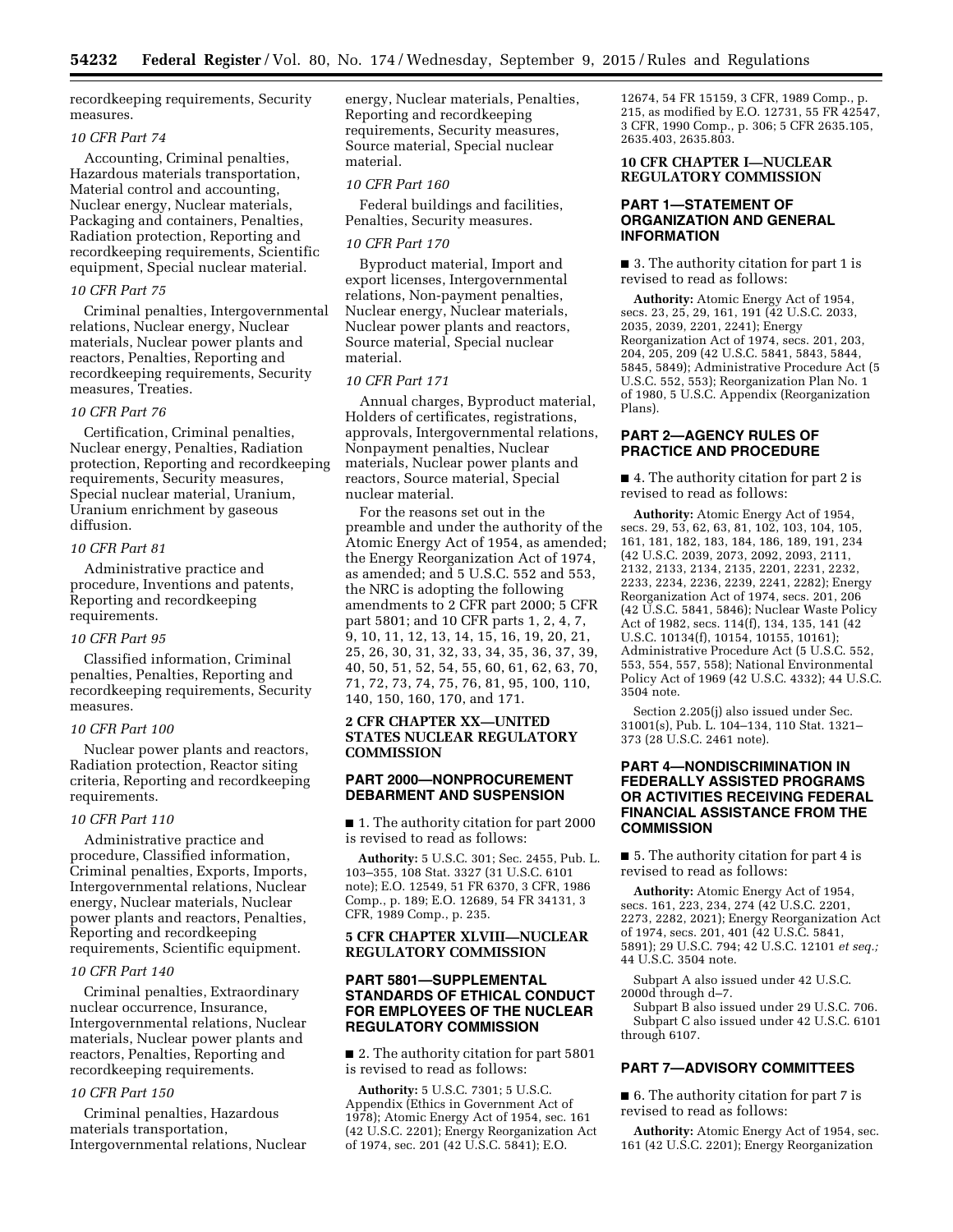recordkeeping requirements, Security measures.

*10 CFR Part 74*

Accounting, Criminal penalties, Hazardous materials transportation, Material control and accounting, Nuclear energy, Nuclear materials, Packaging and containers, Penalties, Radiation protection, Reporting and recordkeeping requirements, Scientific equipment, Special nuclear material.

*10 CFR Part 75*

Criminal penalties, Intergovernmental relations, Nuclear energy, Nuclear materials, Nuclear power plants and reactors, Penalties, Reporting and recordkeeping requirements, Security measures, Treaties.

*10 CFR Part 76*

Certification, Criminal penalties, Nuclear energy, Penalties, Radiation protection, Reporting and recordkeeping requirements, Security measures, Special nuclear material, Uranium, Uranium enrichment by gaseous diffusion.

*10 CFR Part 81*

Administrative practice and procedure, Inventions and patents, Reporting and recordkeeping requirements.

*10 CFR Part 95*

Classified information, Criminal penalties, Penalties, Reporting and recordkeeping requirements, Security measures.

*10 CFR Part 100*

Nuclear power plants and reactors, Radiation protection, Reactor siting criteria, Reporting and recordkeeping requirements.

*10 CFR Part 110*

Administrative practice and procedure, Classified information, Criminal penalties, Exports, Imports, Intergovernmental relations, Nuclear energy, Nuclear materials, Nuclear power plants and reactors, Penalties, Reporting and recordkeeping requirements, Scientific equipment.

*10 CFR Part 140*

Criminal penalties, Extraordinary nuclear occurrence, Insurance, Intergovernmental relations, Nuclear materials, Nuclear power plants and reactors, Penalties, Reporting and recordkeeping requirements.

*10 CFR Part 150*

Criminal penalties, Hazardous materials transportation, Intergovernmental relations, Nuclear energy, Nuclear materials, Penalties, Reporting and recordkeeping requirements, Security measures, Source material, Special nuclear material.

*10 CFR Part 160*

Federal buildings and facilities, Penalties, Security measures.

*10 CFR Part 170*

Byproduct material, Import and export licenses, Intergovernmental relations, Non-payment penalties, Nuclear energy, Nuclear materials, Nuclear power plants and reactors, Source material, Special nuclear material.

*10 CFR Part 171*

Annual charges, Byproduct material, Holders of certificates, registrations, approvals, Intergovernmental relations, Nonpayment penalties, Nuclear materials, Nuclear power plants and reactors, Source material, Special nuclear material.

For the reasons set out in the preamble and under the authority of the Atomic Energy Act of 1954, as amended; the Energy Reorganization Act of 1974, as amended; and 5 U.S.C. 552 and 553, the NRC is adopting the following amendments to 2 CFR part 2000; 5 CFR part 5801; and 10 CFR parts 1, 2, 4, 7, 9, 10, 11, 12, 13, 14, 15, 16, 19, 20, 21, 25, 26, 30, 31, 32, 33, 34, 35, 36, 37, 39, 40, 50, 51, 52, 54, 55, 60, 61, 62, 63, 70, 71, 72, 73, 74, 75, 76, 81, 95, 100, 110, 140, 150, 160, 170, and 171.

## 2 CFR CHAPTER XX—UNITED STATES NUCLEAR REGULATORY COMMISSION

## PART 2000—NONPROCUREMENT DEBARMENT AND SUSPENSION

■ 1. The authority citation for part 2000 is revised to read as follows:

**Authority:** 5 U.S.C. 301; Sec. 2455, Pub. L. 103–355, 108 Stat. 3327 (31 U.S.C. 6101 note); E.O. 12549, 51 FR 6370, 3 CFR, 1986 Comp., p. 189; E.O. 12689, 54 FR 34131, 3 CFR, 1989 Comp., p. 235.

## 5 CFR CHAPTER XLVIII—NUCLEAR REGULATORY COMMISSION

## PART 5801—SUPPLEMENTAL STANDARDS OF ETHICAL CONDUCT FOR EMPLOYEES OF THE NUCLEAR REGULATORY COMMISSION

■ 2. The authority citation for part 5801 is revised to read as follows:

**Authority:** 5 U.S.C. 7301; 5 U.S.C. Appendix (Ethics in Government Act of 1978); Atomic Energy Act of 1954, sec. 161 (42 U.S.C. 2201); Energy Reorganization Act of 1974, sec. 201 (42 U.S.C. 5841); E.O. 12674, 54 FR 15159, 3 CFR, 1989 Comp., p. 215, as modified by E.O. 12731, 55 FR 42547, 3 CFR, 1990 Comp., p. 306; 5 CFR 2635.105, 2635.403, 2635.803.

## 10 CFR CHAPTER I—NUCLEAR REGULATORY COMMISSION

## PART 1—STATEMENT OF ORGANIZATION AND GENERAL INFORMATION

■ 3. The authority citation for part 1 is revised to read as follows:

**Authority:** Atomic Energy Act of 1954, secs. 23, 25, 29, 161, 191 (42 U.S.C. 2033, 2035, 2039, 2201, 2241); Energy Reorganization Act of 1974, secs. 201, 203, 204, 205, 209 (42 U.S.C. 5841, 5843, 5844, 5845, 5849); Administrative Procedure Act (5 U.S.C. 552, 553); Reorganization Plan No. 1 of 1980, 5 U.S.C. Appendix (Reorganization Plans).

## PART 2—AGENCY RULES OF PRACTICE AND PROCEDURE

■ 4. The authority citation for part 2 is revised to read as follows:

**Authority:** Atomic Energy Act of 1954, secs. 29, 53, 62, 63, 81, 102, 103, 104, 105, 161, 181, 182, 183, 184, 186, 189, 191, 234 (42 U.S.C. 2039, 2073, 2092, 2093, 2111, 2132, 2133, 2134, 2135, 2201, 2231, 2232, 2233, 2234, 2236, 2239, 2241, 2282); Energy Reorganization Act of 1974, secs. 201, 206 (42 U.S.C. 5841, 5846); Nuclear Waste Policy Act of 1982, secs. 114(f), 134, 135, 141 (42 U.S.C. 10134(f), 10154, 10155, 10161); Administrative Procedure Act (5 U.S.C. 552, 553, 554, 557, 558); National Environmental Policy Act of 1969 (42 U.S.C. 4332); 44 U.S.C. 3504 note.

Section 2.205(j) also issued under Sec. 31001(s), Pub. L. 104–134, 110 Stat. 1321–373 (28 U.S.C. 2461 note).

## PART 4—NONDISCRIMINATION IN FEDERALLY ASSISTED PROGRAMS OR ACTIVITIES RECEIVING FEDERAL FINANCIAL ASSISTANCE FROM THE COMMISSION

■ 5. The authority citation for part 4 is revised to read as follows:

**Authority:** Atomic Energy Act of 1954, secs. 161, 223, 234, 274 (42 U.S.C. 2201, 2273, 2282, 2021); Energy Reorganization Act of 1974, secs. 201, 401 (42 U.S.C. 5841, 5891); 29 U.S.C. 794; 42 U.S.C. 12101 *et seq.;* 44 U.S.C. 3504 note.

Subpart A also issued under 42 U.S.C. 2000d through d–7.

Subpart B also issued under 29 U.S.C. 706.

Subpart C also issued under 42 U.S.C. 6101 through 6107.

## PART 7—ADVISORY COMMITTEES

■ 6. The authority citation for part 7 is revised to read as follows:

**Authority:** Atomic Energy Act of 1954, sec. 161 (42 U.S.C. 2201); Energy Reorganization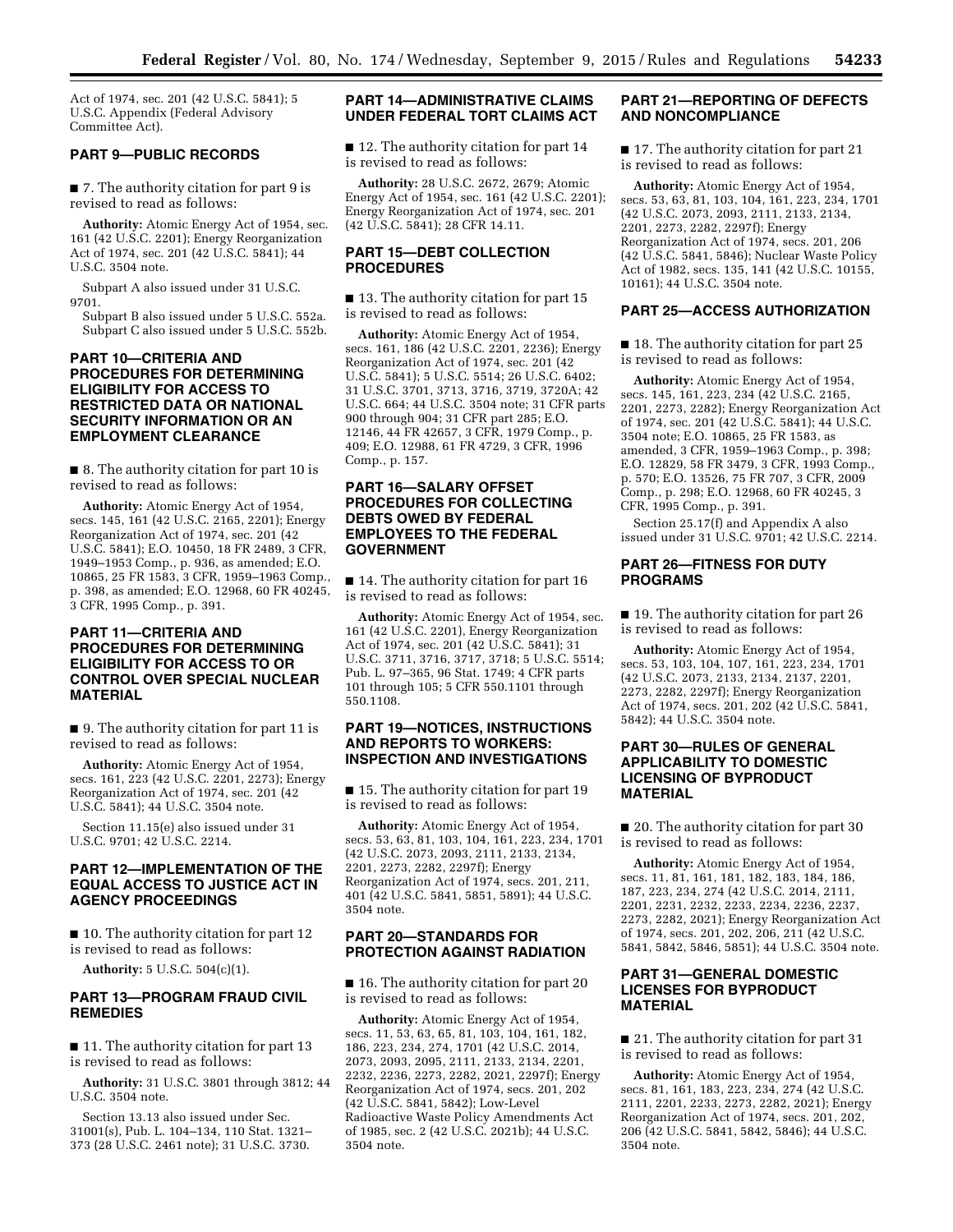Act of 1974, sec. 201 (42 U.S.C. 5841); 5 U.S.C. Appendix (Federal Advisory Committee Act).

## PART 9—PUBLIC RECORDS

■ 7. The authority citation for part 9 is revised to read as follows:

**Authority:** Atomic Energy Act of 1954, sec. 161 (42 U.S.C. 2201); Energy Reorganization Act of 1974, sec. 201 (42 U.S.C. 5841); 44 U.S.C. 3504 note.

Subpart A also issued under 31 U.S.C. 9701.

Subpart B also issued under 5 U.S.C. 552a.

Subpart C also issued under 5 U.S.C. 552b.

## PART 10—CRITERIA AND PROCEDURES FOR DETERMINING ELIGIBILITY FOR ACCESS TO RESTRICTED DATA OR NATIONAL SECURITY INFORMATION OR AN EMPLOYMENT CLEARANCE

■ 8. The authority citation for part 10 is revised to read as follows:

**Authority:** Atomic Energy Act of 1954, secs. 145, 161 (42 U.S.C. 2165, 2201); Energy Reorganization Act of 1974, sec. 201 (42 U.S.C. 5841); E.O. 10450, 18 FR 2489, 3 CFR, 1949–1953 Comp., p. 936, as amended; E.O. 10865, 25 FR 1583, 3 CFR, 1959–1963 Comp., p. 398, as amended; E.O. 12968, 60 FR 40245, 3 CFR, 1995 Comp., p. 391.

## PART 11—CRITERIA AND PROCEDURES FOR DETERMINING ELIGIBILITY FOR ACCESS TO OR CONTROL OVER SPECIAL NUCLEAR MATERIAL

■ 9. The authority citation for part 11 is revised to read as follows:

**Authority:** Atomic Energy Act of 1954, secs. 161, 223 (42 U.S.C. 2201, 2273); Energy Reorganization Act of 1974, sec. 201 (42 U.S.C. 5841); 44 U.S.C. 3504 note.

Section 11.15(e) also issued under 31 U.S.C. 9701; 42 U.S.C. 2214.

## PART 12—IMPLEMENTATION OF THE EQUAL ACCESS TO JUSTICE ACT IN AGENCY PROCEEDINGS

■ 10. The authority citation for part 12 is revised to read as follows:

**Authority:** 5 U.S.C. 504(c)(1).

## PART 13—PROGRAM FRAUD CIVIL REMEDIES

■ 11. The authority citation for part 13 is revised to read as follows:

**Authority:** 31 U.S.C. 3801 through 3812; 44 U.S.C. 3504 note.

Section 13.13 also issued under Sec. 31001(s), Pub. L. 104–134, 110 Stat. 1321–373 (28 U.S.C. 2461 note); 31 U.S.C. 3730.

## PART 14—ADMINISTRATIVE CLAIMS UNDER FEDERAL TORT CLAIMS ACT

■ 12. The authority citation for part 14 is revised to read as follows:

**Authority:** 28 U.S.C. 2672, 2679; Atomic Energy Act of 1954, sec. 161 (42 U.S.C. 2201); Energy Reorganization Act of 1974, sec. 201 (42 U.S.C. 5841); 28 CFR 14.11.

## PART 15—DEBT COLLECTION PROCEDURES

■ 13. The authority citation for part 15 is revised to read as follows:

**Authority:** Atomic Energy Act of 1954, secs. 161, 186 (42 U.S.C. 2201, 2236); Energy Reorganization Act of 1974, sec. 201 (42 U.S.C. 5841); 5 U.S.C. 5514; 26 U.S.C. 6402; 31 U.S.C. 3701, 3713, 3716, 3719, 3720A; 42 U.S.C. 664; 44 U.S.C. 3504 note; 31 CFR parts 900 through 904; 31 CFR part 285; E.O. 12146, 44 FR 42657, 3 CFR, 1979 Comp., p. 409; E.O. 12988, 61 FR 4729, 3 CFR, 1996 Comp., p. 157.

## PART 16—SALARY OFFSET PROCEDURES FOR COLLECTING DEBTS OWED BY FEDERAL EMPLOYEES TO THE FEDERAL GOVERNMENT

■ 14. The authority citation for part 16 is revised to read as follows:

**Authority:** Atomic Energy Act of 1954, sec. 161 (42 U.S.C. 2201), Energy Reorganization Act of 1974, sec. 201 (42 U.S.C. 5841); 31 U.S.C. 3711, 3716, 3717, 3718; 5 U.S.C. 5514; Pub. L. 97–365, 96 Stat. 1749; 4 CFR parts 101 through 105; 5 CFR 550.1101 through 550.1108.

## PART 19—NOTICES, INSTRUCTIONS AND REPORTS TO WORKERS: INSPECTION AND INVESTIGATIONS

■ 15. The authority citation for part 19 is revised to read as follows:

**Authority:** Atomic Energy Act of 1954, secs. 53, 63, 81, 103, 104, 161, 223, 234, 1701 (42 U.S.C. 2073, 2093, 2111, 2133, 2134, 2201, 2273, 2282, 2297f); Energy Reorganization Act of 1974, secs. 201, 211, 401 (42 U.S.C. 5841, 5851, 5891); 44 U.S.C. 3504 note.

## PART 20—STANDARDS FOR PROTECTION AGAINST RADIATION

■ 16. The authority citation for part 20 is revised to read as follows:

**Authority:** Atomic Energy Act of 1954, secs. 11, 53, 63, 65, 81, 103, 104, 161, 182, 186, 223, 234, 274, 1701 (42 U.S.C. 2014, 2073, 2093, 2095, 2111, 2133, 2134, 2201, 2232, 2236, 2273, 2282, 2021, 2297f); Energy Reorganization Act of 1974, secs. 201, 202 (42 U.S.C. 5841, 5842); Low-Level Radioactive Waste Policy Amendments Act of 1985, sec. 2 (42 U.S.C. 2021b); 44 U.S.C. 3504 note.

## PART 21—REPORTING OF DEFECTS AND NONCOMPLIANCE

■ 17. The authority citation for part 21 is revised to read as follows:

**Authority:** Atomic Energy Act of 1954, secs. 53, 63, 81, 103, 104, 161, 223, 234, 1701 (42 U.S.C. 2073, 2093, 2111, 2133, 2134, 2201, 2273, 2282, 2297f); Energy Reorganization Act of 1974, secs. 201, 206 (42 U.S.C. 5841, 5846); Nuclear Waste Policy Act of 1982, secs. 135, 141 (42 U.S.C. 10155, 10161); 44 U.S.C. 3504 note.

## PART 25—ACCESS AUTHORIZATION

■ 18. The authority citation for part 25 is revised to read as follows:

**Authority:** Atomic Energy Act of 1954, secs. 145, 161, 223, 234 (42 U.S.C. 2165, 2201, 2273, 2282); Energy Reorganization Act of 1974, sec. 201 (42 U.S.C. 5841); 44 U.S.C. 3504 note; E.O. 10865, 25 FR 1583, as amended, 3 CFR, 1959–1963 Comp., p. 398; E.O. 12829, 58 FR 3479, 3 CFR, 1993 Comp., p. 570; E.O. 13526, 75 FR 707, 3 CFR, 2009 Comp., p. 298; E.O. 12968, 60 FR 40245, 3 CFR, 1995 Comp., p. 391.

Section 25.17(f) and Appendix A also issued under 31 U.S.C. 9701; 42 U.S.C. 2214.

## PART 26—FITNESS FOR DUTY PROGRAMS

■ 19. The authority citation for part 26 is revised to read as follows:

**Authority:** Atomic Energy Act of 1954, secs. 53, 103, 104, 107, 161, 223, 234, 1701 (42 U.S.C. 2073, 2133, 2134, 2137, 2201, 2273, 2282, 2297f); Energy Reorganization Act of 1974, secs. 201, 202 (42 U.S.C. 5841, 5842); 44 U.S.C. 3504 note.

## PART 30—RULES OF GENERAL APPLICABILITY TO DOMESTIC LICENSING OF BYPRODUCT MATERIAL

■ 20. The authority citation for part 30 is revised to read as follows:

**Authority:** Atomic Energy Act of 1954, secs. 11, 81, 161, 181, 182, 183, 184, 186, 187, 223, 234, 274 (42 U.S.C. 2014, 2111, 2201, 2231, 2232, 2233, 2234, 2236, 2237, 2273, 2282, 2021); Energy Reorganization Act of 1974, secs. 201, 202, 206, 211 (42 U.S.C. 5841, 5842, 5846, 5851); 44 U.S.C. 3504 note.

## PART 31—GENERAL DOMESTIC LICENSES FOR BYPRODUCT MATERIAL

■ 21. The authority citation for part 31 is revised to read as follows:

**Authority:** Atomic Energy Act of 1954, secs. 81, 161, 183, 223, 234, 274 (42 U.S.C. 2111, 2201, 2233, 2273, 2282, 2021); Energy Reorganization Act of 1974, secs. 201, 202, 206 (42 U.S.C. 5841, 5842, 5846); 44 U.S.C. 3504 note.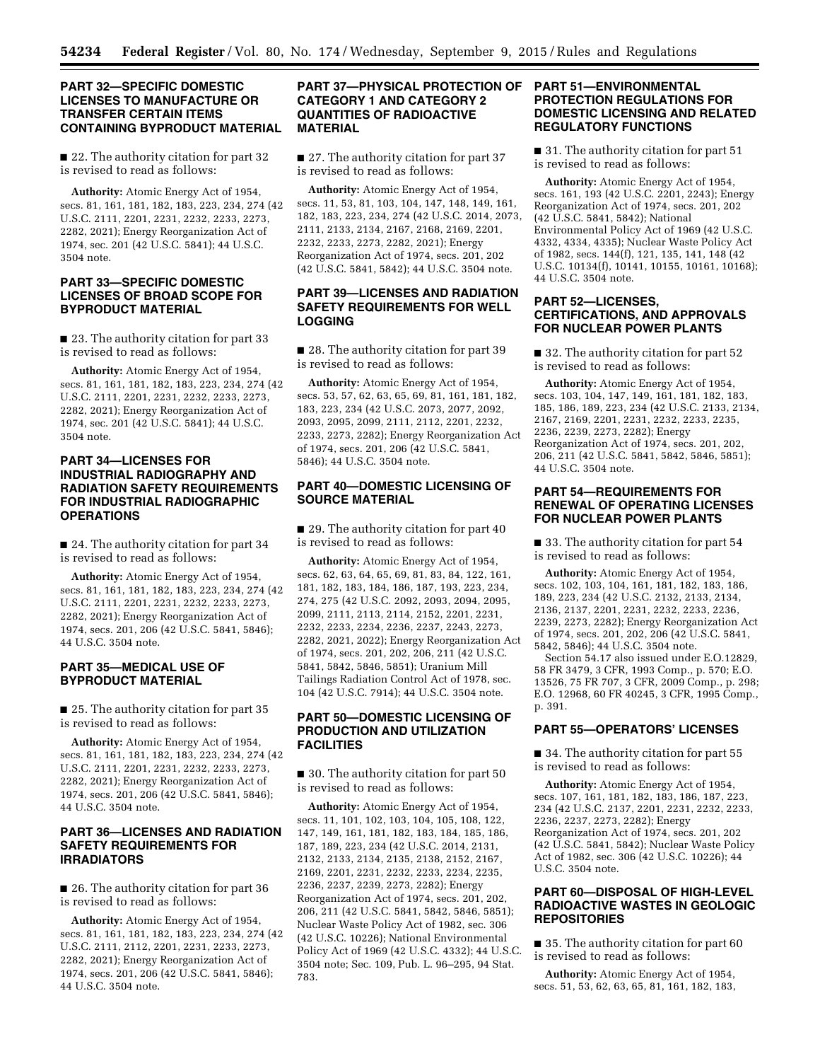## PART 32—SPECIFIC DOMESTIC LICENSES TO MANUFACTURE OR TRANSFER CERTAIN ITEMS CONTAINING BYPRODUCT MATERIAL

■ 22. The authority citation for part 32 is revised to read as follows:

**Authority:** Atomic Energy Act of 1954, secs. 81, 161, 181, 182, 183, 223, 234, 274 (42 U.S.C. 2111, 2201, 2231, 2232, 2233, 2273, 2282, 2021); Energy Reorganization Act of 1974, sec. 201 (42 U.S.C. 5841); 44 U.S.C. 3504 note.

## PART 33—SPECIFIC DOMESTIC LICENSES OF BROAD SCOPE FOR BYPRODUCT MATERIAL

■ 23. The authority citation for part 33 is revised to read as follows:

**Authority:** Atomic Energy Act of 1954, secs. 81, 161, 181, 182, 183, 223, 234, 274 (42 U.S.C. 2111, 2201, 2231, 2232, 2233, 2273, 2282, 2021); Energy Reorganization Act of 1974, sec. 201 (42 U.S.C. 5841); 44 U.S.C. 3504 note.

## PART 34—LICENSES FOR INDUSTRIAL RADIOGRAPHY AND RADIATION SAFETY REQUIREMENTS FOR INDUSTRIAL RADIOGRAPHIC OPERATIONS

■ 24. The authority citation for part 34 is revised to read as follows:

**Authority:** Atomic Energy Act of 1954, secs. 81, 161, 181, 182, 183, 223, 234, 274 (42 U.S.C. 2111, 2201, 2231, 2232, 2233, 2273, 2282, 2021); Energy Reorganization Act of 1974, secs. 201, 206 (42 U.S.C. 5841, 5846); 44 U.S.C. 3504 note.

## PART 35—MEDICAL USE OF BYPRODUCT MATERIAL

■ 25. The authority citation for part 35 is revised to read as follows:

**Authority:** Atomic Energy Act of 1954, secs. 81, 161, 181, 182, 183, 223, 234, 274 (42 U.S.C. 2111, 2201, 2231, 2232, 2233, 2273, 2282, 2021); Energy Reorganization Act of 1974, secs. 201, 206 (42 U.S.C. 5841, 5846); 44 U.S.C. 3504 note.

## PART 36—LICENSES AND RADIATION SAFETY REQUIREMENTS FOR IRRADIATORS

■ 26. The authority citation for part 36 is revised to read as follows:

**Authority:** Atomic Energy Act of 1954, secs. 81, 161, 181, 182, 183, 223, 234, 274 (42 U.S.C. 2111, 2112, 2201, 2231, 2233, 2273, 2282, 2021); Energy Reorganization Act of 1974, secs. 201, 206 (42 U.S.C. 5841, 5846); 44 U.S.C. 3504 note.

## PART 37—PHYSICAL PROTECTION OF CATEGORY 1 AND CATEGORY 2 QUANTITIES OF RADIOACTIVE MATERIAL

■ 27. The authority citation for part 37 is revised to read as follows:

**Authority:** Atomic Energy Act of 1954, secs. 11, 53, 81, 103, 104, 147, 148, 149, 161, 182, 183, 223, 234, 274 (42 U.S.C. 2014, 2073, 2111, 2133, 2134, 2167, 2168, 2169, 2201, 2232, 2233, 2273, 2282, 2021); Energy Reorganization Act of 1974, secs. 201, 202 (42 U.S.C. 5841, 5842); 44 U.S.C. 3504 note.

## PART 39—LICENSES AND RADIATION SAFETY REQUIREMENTS FOR WELL LOGGING

■ 28. The authority citation for part 39 is revised to read as follows:

**Authority:** Atomic Energy Act of 1954, secs. 53, 57, 62, 63, 65, 69, 81, 161, 181, 182, 183, 223, 234 (42 U.S.C. 2073, 2077, 2092, 2093, 2095, 2099, 2111, 2112, 2201, 2232, 2233, 2273, 2282); Energy Reorganization Act of 1974, secs. 201, 206 (42 U.S.C. 5841, 5846); 44 U.S.C. 3504 note.

## PART 40—DOMESTIC LICENSING OF SOURCE MATERIAL

■ 29. The authority citation for part 40 is revised to read as follows:

**Authority:** Atomic Energy Act of 1954, secs. 62, 63, 64, 65, 69, 81, 83, 84, 122, 161, 181, 182, 183, 184, 186, 187, 193, 223, 234, 274, 275 (42 U.S.C. 2092, 2093, 2094, 2095, 2099, 2111, 2113, 2114, 2152, 2201, 2231, 2232, 2233, 2234, 2236, 2237, 2243, 2273, 2282, 2021, 2022); Energy Reorganization Act of 1974, secs. 201, 202, 206, 211 (42 U.S.C. 5841, 5842, 5846, 5851); Uranium Mill Tailings Radiation Control Act of 1978, sec. 104 (42 U.S.C. 7914); 44 U.S.C. 3504 note.

## PART 50—DOMESTIC LICENSING OF PRODUCTION AND UTILIZATION FACILITIES

■ 30. The authority citation for part 50 is revised to read as follows:

**Authority:** Atomic Energy Act of 1954, secs. 11, 101, 102, 103, 104, 105, 108, 122, 147, 149, 161, 181, 182, 183, 184, 185, 186, 187, 189, 223, 234 (42 U.S.C. 2014, 2131, 2132, 2133, 2134, 2135, 2138, 2152, 2167, 2169, 2201, 2231, 2232, 2233, 2234, 2235, 2236, 2237, 2239, 2273, 2282); Energy Reorganization Act of 1974, secs. 201, 202, 206, 211 (42 U.S.C. 5841, 5842, 5846, 5851); Nuclear Waste Policy Act of 1982, sec. 306 (42 U.S.C. 10226); National Environmental Policy Act of 1969 (42 U.S.C. 4332); 44 U.S.C. 3504 note; Sec. 109, Pub. L. 96–295, 94 Stat. 783.

## PART 51—ENVIRONMENTAL PROTECTION REGULATIONS FOR DOMESTIC LICENSING AND RELATED REGULATORY FUNCTIONS

■ 31. The authority citation for part 51 is revised to read as follows:

**Authority:** Atomic Energy Act of 1954, secs. 161, 193 (42 U.S.C. 2201, 2243); Energy Reorganization Act of 1974, secs. 201, 202 (42 U.S.C. 5841, 5842); National Environmental Policy Act of 1969 (42 U.S.C. 4332, 4334, 4335); Nuclear Waste Policy Act of 1982, secs. 144(f), 121, 135, 141, 148 (42 U.S.C. 10134(f), 10141, 10155, 10161, 10168); 44 U.S.C. 3504 note.

## PART 52—LICENSES, CERTIFICATIONS, AND APPROVALS FOR NUCLEAR POWER PLANTS

■ 32. The authority citation for part 52 is revised to read as follows:

**Authority:** Atomic Energy Act of 1954, secs. 103, 104, 147, 149, 161, 181, 182, 183, 185, 186, 189, 223, 234 (42 U.S.C. 2133, 2134, 2167, 2169, 2201, 2231, 2232, 2233, 2235, 2236, 2239, 2273, 2282); Energy Reorganization Act of 1974, secs. 201, 202, 206, 211 (42 U.S.C. 5841, 5842, 5846, 5851); 44 U.S.C. 3504 note.

## PART 54—REQUIREMENTS FOR RENEWAL OF OPERATING LICENSES FOR NUCLEAR POWER PLANTS

■ 33. The authority citation for part 54 is revised to read as follows:

**Authority:** Atomic Energy Act of 1954, secs. 102, 103, 104, 161, 181, 182, 183, 186, 189, 223, 234 (42 U.S.C. 2132, 2133, 2134, 2136, 2137, 2201, 2231, 2232, 2233, 2236, 2239, 2273, 2282); Energy Reorganization Act of 1974, secs. 201, 202, 206 (42 U.S.C. 5841, 5842, 5846); 44 U.S.C. 3504 note.

Section 54.17 also issued under E.O.12829, 58 FR 3479, 3 CFR, 1993 Comp., p. 570; E.O. 13526, 75 FR 707, 3 CFR, 2009 Comp., p. 298; E.O. 12968, 60 FR 40245, 3 CFR, 1995 Comp., p. 391.

## PART 55—OPERATORS' LICENSES

■ 34. The authority citation for part 55 is revised to read as follows:

**Authority:** Atomic Energy Act of 1954, secs. 107, 161, 181, 182, 183, 186, 187, 223, 234 (42 U.S.C. 2137, 2201, 2231, 2232, 2233, 2236, 2237, 2273, 2282); Energy Reorganization Act of 1974, secs. 201, 202 (42 U.S.C. 5841, 5842); Nuclear Waste Policy Act of 1982, sec. 306 (42 U.S.C. 10226); 44 U.S.C. 3504 note.

## PART 60—DISPOSAL OF HIGH-LEVEL RADIOACTIVE WASTES IN GEOLOGIC REPOSITORIES

■ 35. The authority citation for part 60 is revised to read as follows:

**Authority:** Atomic Energy Act of 1954, secs. 51, 53, 62, 63, 65, 81, 161, 182, 183,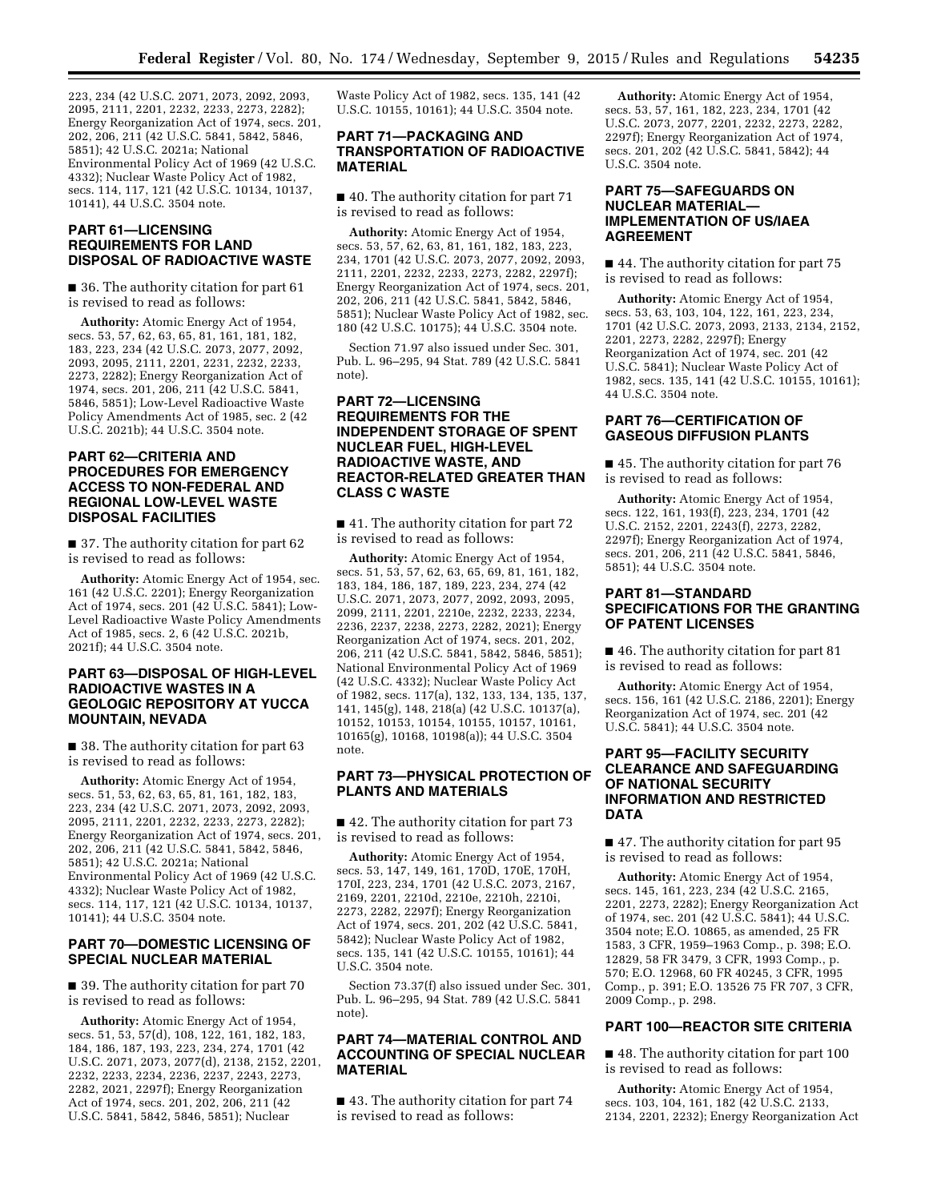223, 234 (42 U.S.C. 2071, 2073, 2092, 2093, 2095, 2111, 2201, 2232, 2233, 2273, 2282); Energy Reorganization Act of 1974, secs. 201, 202, 206, 211 (42 U.S.C. 5841, 5842, 5846, 5851); 42 U.S.C. 2021a; National Environmental Policy Act of 1969 (42 U.S.C. 4332); Nuclear Waste Policy Act of 1982, secs. 114, 117, 121 (42 U.S.C. 10134, 10137, 10141), 44 U.S.C. 3504 note.

## PART 61—LICENSING REQUIREMENTS FOR LAND DISPOSAL OF RADIOACTIVE WASTE

■ 36. The authority citation for part 61 is revised to read as follows:

**Authority:** Atomic Energy Act of 1954, secs. 53, 57, 62, 63, 65, 81, 161, 181, 182, 183, 223, 234 (42 U.S.C. 2073, 2077, 2092, 2093, 2095, 2111, 2201, 2231, 2232, 2233, 2273, 2282); Energy Reorganization Act of 1974, secs. 201, 206, 211 (42 U.S.C. 5841, 5846, 5851); Low-Level Radioactive Waste Policy Amendments Act of 1985, sec. 2 (42 U.S.C. 2021b); 44 U.S.C. 3504 note.

## PART 62—CRITERIA AND PROCEDURES FOR EMERGENCY ACCESS TO NON-FEDERAL AND REGIONAL LOW-LEVEL WASTE DISPOSAL FACILITIES

■ 37. The authority citation for part 62 is revised to read as follows:

**Authority:** Atomic Energy Act of 1954, sec. 161 (42 U.S.C. 2201); Energy Reorganization Act of 1974, secs. 201 (42 U.S.C. 5841); Low-Level Radioactive Waste Policy Amendments Act of 1985, secs. 2, 6 (42 U.S.C. 2021b, 2021f); 44 U.S.C. 3504 note.

## PART 63—DISPOSAL OF HIGH-LEVEL RADIOACTIVE WASTES IN A GEOLOGIC REPOSITORY AT YUCCA MOUNTAIN, NEVADA

■ 38. The authority citation for part 63 is revised to read as follows:

**Authority:** Atomic Energy Act of 1954, secs. 51, 53, 62, 63, 65, 81, 161, 182, 183, 223, 234 (42 U.S.C. 2071, 2073, 2092, 2093, 2095, 2111, 2201, 2232, 2233, 2273, 2282); Energy Reorganization Act of 1974, secs. 201, 202, 206, 211 (42 U.S.C. 5841, 5842, 5846, 5851); 42 U.S.C. 2021a; National Environmental Policy Act of 1969 (42 U.S.C. 4332); Nuclear Waste Policy Act of 1982, secs. 114, 117, 121 (42 U.S.C. 10134, 10137, 10141); 44 U.S.C. 3504 note.

## PART 70—DOMESTIC LICENSING OF SPECIAL NUCLEAR MATERIAL

■ 39. The authority citation for part 70 is revised to read as follows:

**Authority:** Atomic Energy Act of 1954, secs. 51, 53, 57(d), 108, 122, 161, 182, 183, 184, 186, 187, 193, 223, 234, 274, 1701 (42 U.S.C. 2071, 2073, 2077(d), 2138, 2152, 2201, 2232, 2233, 2234, 2236, 2237, 2243, 2273, 2282, 2021, 2297f); Energy Reorganization Act of 1974, secs. 201, 202, 206, 211 (42 U.S.C. 5841, 5842, 5846, 5851); Nuclear Waste Policy Act of 1982, secs. 135, 141 (42 U.S.C. 10155, 10161); 44 U.S.C. 3504 note.

## PART 71—PACKAGING AND TRANSPORTATION OF RADIOACTIVE MATERIAL

■ 40. The authority citation for part 71 is revised to read as follows:

**Authority:** Atomic Energy Act of 1954, secs. 53, 57, 62, 63, 81, 161, 182, 183, 223, 234, 1701 (42 U.S.C. 2073, 2077, 2092, 2093, 2111, 2201, 2232, 2233, 2273, 2282, 2297f); Energy Reorganization Act of 1974, secs. 201, 202, 206, 211 (42 U.S.C. 5841, 5842, 5846, 5851); Nuclear Waste Policy Act of 1982, sec. 180 (42 U.S.C. 10175); 44 U.S.C. 3504 note.

Section 71.97 also issued under Sec. 301, Pub. L. 96–295, 94 Stat. 789 (42 U.S.C. 5841 note).

## PART 72—LICENSING REQUIREMENTS FOR THE INDEPENDENT STORAGE OF SPENT NUCLEAR FUEL, HIGH-LEVEL RADIOACTIVE WASTE, AND REACTOR-RELATED GREATER THAN CLASS C WASTE

■ 41. The authority citation for part 72 is revised to read as follows:

**Authority:** Atomic Energy Act of 1954, secs. 51, 53, 57, 62, 63, 65, 69, 81, 161, 182, 183, 184, 186, 187, 189, 223, 234, 274 (42 U.S.C. 2071, 2073, 2077, 2092, 2093, 2095, 2099, 2111, 2201, 2210e, 2232, 2233, 2234, 2236, 2237, 2238, 2273, 2282, 2021); Energy Reorganization Act of 1974, secs. 201, 202, 206, 211 (42 U.S.C. 5841, 5842, 5846, 5851); National Environmental Policy Act of 1969 (42 U.S.C. 4332); Nuclear Waste Policy Act of 1982, secs. 117(a), 132, 133, 134, 135, 137, 141, 145(g), 148, 218(a) (42 U.S.C. 10137(a), 10152, 10153, 10154, 10155, 10157, 10161, 10165(g), 10168, 10198(a)); 44 U.S.C. 3504 note.

## PART 73—PHYSICAL PROTECTION OF PLANTS AND MATERIALS

■ 42. The authority citation for part 73 is revised to read as follows:

**Authority:** Atomic Energy Act of 1954, secs. 53, 147, 149, 161, 170D, 170E, 170H, 170I, 223, 234, 1701 (42 U.S.C. 2073, 2167, 2169, 2201, 2210d, 2210e, 2210h, 2210i, 2273, 2282, 2297f); Energy Reorganization Act of 1974, secs. 201, 202 (42 U.S.C. 5841, 5842); Nuclear Waste Policy Act of 1982, secs. 135, 141 (42 U.S.C. 10155, 10161); 44 U.S.C. 3504 note.

Section 73.37(f) also issued under Sec. 301, Pub. L. 96–295, 94 Stat. 789 (42 U.S.C. 5841 note).

## PART 74—MATERIAL CONTROL AND ACCOUNTING OF SPECIAL NUCLEAR MATERIAL

■ 43. The authority citation for part 74 is revised to read as follows:

**Authority:** Atomic Energy Act of 1954, secs. 53, 57, 161, 182, 223, 234, 1701 (42 U.S.C. 2073, 2077, 2201, 2232, 2273, 2282, 2297f); Energy Reorganization Act of 1974, secs. 201, 202 (42 U.S.C. 5841, 5842); 44 U.S.C. 3504 note.

## PART 75—SAFEGUARDS ON NUCLEAR MATERIAL—IMPLEMENTATION OF US/IAEA AGREEMENT

■ 44. The authority citation for part 75 is revised to read as follows:

**Authority:** Atomic Energy Act of 1954, secs. 53, 63, 103, 104, 122, 161, 223, 234, 1701 (42 U.S.C. 2073, 2093, 2133, 2134, 2152, 2201, 2273, 2282, 2297f); Energy Reorganization Act of 1974, sec. 201 (42 U.S.C. 5841); Nuclear Waste Policy Act of 1982, secs. 135, 141 (42 U.S.C. 10155, 10161); 44 U.S.C. 3504 note.

## PART 76—CERTIFICATION OF GASEOUS DIFFUSION PLANTS

■ 45. The authority citation for part 76 is revised to read as follows:

**Authority:** Atomic Energy Act of 1954, secs. 122, 161, 193(f), 223, 234, 1701 (42 U.S.C. 2152, 2201, 2243(f), 2273, 2282, 2297f); Energy Reorganization Act of 1974, secs. 201, 206, 211 (42 U.S.C. 5841, 5846, 5851); 44 U.S.C. 3504 note.

## PART 81—STANDARD SPECIFICATIONS FOR THE GRANTING OF PATENT LICENSES

■ 46. The authority citation for part 81 is revised to read as follows:

**Authority:** Atomic Energy Act of 1954, secs. 156, 161 (42 U.S.C. 2186, 2201); Energy Reorganization Act of 1974, sec. 201 (42 U.S.C. 5841); 44 U.S.C. 3504 note.

## PART 95—FACILITY SECURITY CLEARANCE AND SAFEGUARDING OF NATIONAL SECURITY INFORMATION AND RESTRICTED DATA

■ 47. The authority citation for part 95 is revised to read as follows:

**Authority:** Atomic Energy Act of 1954, secs. 145, 161, 223, 234 (42 U.S.C. 2165, 2201, 2273, 2282); Energy Reorganization Act of 1974, sec. 201 (42 U.S.C. 5841); 44 U.S.C. 3504 note; E.O. 10865, as amended, 25 FR 1583, 3 CFR, 1959–1963 Comp., p. 398; E.O. 12829, 58 FR 3479, 3 CFR, 1993 Comp., p. 570; E.O. 12968, 60 FR 40245, 3 CFR, 1995 Comp., p. 391; E.O. 13526 75 FR 707, 3 CFR, 2009 Comp., p. 298.

## PART 100—REACTOR SITE CRITERIA

■ 48. The authority citation for part 100 is revised to read as follows:

**Authority:** Atomic Energy Act of 1954, secs. 103, 104, 161, 182 (42 U.S.C. 2133, 2134, 2201, 2232); Energy Reorganization Act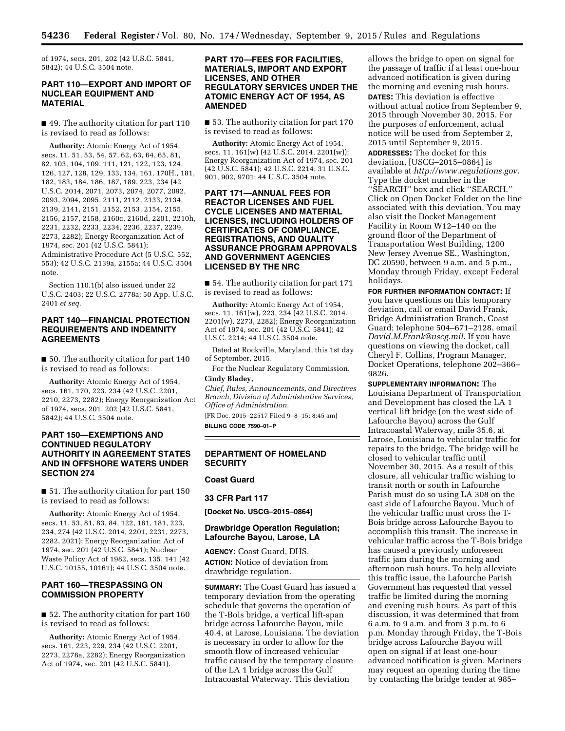of 1974, secs. 201, 202 (42 U.S.C. 5841, 5842); 44 U.S.C. 3504 note.

## PART 110—EXPORT AND IMPORT OF NUCLEAR EQUIPMENT AND MATERIAL

■ 49. The authority citation for part 110 is revised to read as follows:

**Authority:** Atomic Energy Act of 1954, secs. 11, 51, 53, 54, 57, 62, 63, 64, 65, 81, 82, 103, 104, 109, 111, 121, 122, 123, 124, 126, 127, 128, 129, 133, 134, 161, 170H., 181, 182, 183, 184, 186, 187, 189, 223, 234 (42 U.S.C. 2014, 2071, 2073, 2074, 2077, 2092, 2093, 2094, 2095, 2111, 2112, 2133, 2134, 2139, 2141, 2151, 2152, 2153, 2154, 2155, 2156, 2157, 2158, 2160c, 2160d, 2201, 2210h, 2231, 2232, 2233, 2234, 2236, 2237, 2239, 2273, 2282); Energy Reorganization Act of 1974, sec. 201 (42 U.S.C. 5841); Administrative Procedure Act (5 U.S.C. 552, 553); 42 U.S.C. 2139a, 2155a; 44 U.S.C. 3504 note.

Section 110.1(b) also issued under 22 U.S.C. 2403; 22 U.S.C. 2778a; 50 App. U.S.C. 2401 *et seq.*

## PART 140—FINANCIAL PROTECTION REQUIREMENTS AND INDEMNITY AGREEMENTS

■ 50. The authority citation for part 140 is revised to read as follows:

**Authority:** Atomic Energy Act of 1954, secs. 161, 170, 223, 234 (42 U.S.C. 2201, 2210, 2273, 2282); Energy Reorganization Act of 1974, secs. 201, 202 (42 U.S.C. 5841, 5842); 44 U.S.C. 3504 note.

## PART 150—EXEMPTIONS AND CONTINUED REGULATORY AUTHORITY IN AGREEMENT STATES AND IN OFFSHORE WATERS UNDER SECTION 274

■ 51. The authority citation for part 150 is revised to read as follows:

**Authority:** Atomic Energy Act of 1954, secs. 11, 53, 81, 83, 84, 122, 161, 181, 223, 234, 274 (42 U.S.C. 2014, 2201, 2231, 2273, 2282, 2021); Energy Reorganization Act of 1974, sec. 201 (42 U.S.C. 5841); Nuclear Waste Policy Act of 1982, secs. 135, 141 (42 U.S.C. 10155, 10161); 44 U.S.C. 3504 note.

## PART 160—TRESPASSING ON COMMISSION PROPERTY

■ 52. The authority citation for part 160 is revised to read as follows:

**Authority:** Atomic Energy Act of 1954, secs. 161, 223, 229, 234 (42 U.S.C. 2201, 2273, 2278a, 2282); Energy Reorganization Act of 1974, sec. 201 (42 U.S.C. 5841).

## PART 170—FEES FOR FACILITIES, MATERIALS, IMPORT AND EXPORT LICENSES, AND OTHER REGULATORY SERVICES UNDER THE ATOMIC ENERGY ACT OF 1954, AS AMENDED

■ 53. The authority citation for part 170 is revised to read as follows:

**Authority:** Atomic Energy Act of 1954, secs. 11, 161(w) (42 U.S.C. 2014, 2201(w)); Energy Reorganization Act of 1974, sec. 201 (42 U.S.C. 5841); 42 U.S.C. 2214; 31 U.S.C. 901, 902, 9701; 44 U.S.C. 3504 note.

## PART 171—ANNUAL FEES FOR REACTOR LICENSES AND FUEL CYCLE LICENSES AND MATERIAL LICENSES, INCLUDING HOLDERS OF CERTIFICATES OF COMPLIANCE, REGISTRATIONS, AND QUALITY ASSURANCE PROGRAM APPROVALS AND GOVERNMENT AGENCIES LICENSED BY THE NRC

■ 54. The authority citation for part 171 is revised to read as follows:

**Authority:** Atomic Energy Act of 1954, secs. 11, 161(w), 223, 234 (42 U.S.C. 2014, 2201(w), 2273, 2282); Energy Reorganization Act of 1974, sec. 201 (42 U.S.C. 5841); 42 U.S.C. 2214; 44 U.S.C. 3504 note.

Dated at Rockville, Maryland, this 1st day of September, 2015.

For the Nuclear Regulatory Commission.

**Cindy Bladey,**

*Chief, Rules, Announcements, and Directives Branch, Division of Administrative Services, Office of Administration.*

[FR Doc. 2015–22517 Filed 9–8–15; 8:45 am]

**BILLING CODE 7590–01–P**

# DEPARTMENT OF HOMELAND SECURITY

## Coast Guard

## 33 CFR Part 117

**[Docket No. USCG–2015–0864]**

## Drawbridge Operation Regulation; Lafourche Bayou, Larose, LA

**AGENCY:** Coast Guard, DHS.

**ACTION:** Notice of deviation from drawbridge regulation.

**SUMMARY:** The Coast Guard has issued a temporary deviation from the operating schedule that governs the operation of the T-Bois bridge, a vertical lift-span bridge across Lafourche Bayou, mile 40.4, at Larose, Louisiana. The deviation is necessary in order to allow for the smooth flow of increased vehicular traffic caused by the temporary closure of the LA 1 bridge across the Gulf Intracoastal Waterway. This deviation allows the bridge to open on signal for the passage of traffic if at least one-hour advanced notification is given during the morning and evening rush hours.

**DATES:** This deviation is effective without actual notice from September 9, 2015 through November 30, 2015. For the purposes of enforcement, actual notice will be used from September 2, 2015 until September 9, 2015.

**ADDRESSES:** The docket for this deviation, [USCG–2015–0864] is available at *http://www.regulations.gov.* Type the docket number in the ''SEARCH'' box and click ''SEARCH.'' Click on Open Docket Folder on the line associated with this deviation. You may also visit the Docket Management Facility in Room W12–140 on the ground floor of the Department of Transportation West Building, 1200 New Jersey Avenue SE., Washington, DC 20590, between 9 a.m. and 5 p.m., Monday through Friday, except Federal holidays.

**FOR FURTHER INFORMATION CONTACT:** If you have questions on this temporary deviation, call or email David Frank, Bridge Administration Branch, Coast Guard; telephone 504–671–2128, email *David.M.Frank@uscg.mil.* If you have questions on viewing the docket, call Cheryl F. Collins, Program Manager, Docket Operations, telephone 202–366–9826.

**SUPPLEMENTARY INFORMATION:** The Louisiana Department of Transportation and Development has closed the LA 1 vertical lift bridge (on the west side of Lafourche Bayou) across the Gulf Intracoastal Waterway, mile 35.6, at Larose, Louisiana to vehicular traffic for repairs to the bridge. The bridge will be closed to vehicular traffic until November 30, 2015. As a result of this closure, all vehicular traffic wishing to transit north or south in Lafourche Parish must do so using LA 308 on the east side of Lafourche Bayou. Much of the vehicular traffic must cross the T-Bois bridge across Lafourche Bayou to accomplish this transit. The increase in vehicular traffic across the T-Bois bridge has caused a previously unforeseen traffic jam during the morning and afternoon rush hours. To help alleviate this traffic issue, the Lafourche Parish Government has requested that vessel traffic be limited during the morning and evening rush hours. As part of this discussion, it was determined that from 6 a.m. to 9 a.m. and from 3 p.m. to 6 p.m. Monday through Friday, the T-Bois bridge across Lafourche Bayou will open on signal if at least one-hour advanced notification is given. Mariners may request an opening during the time by contacting the bridge tender at 985–